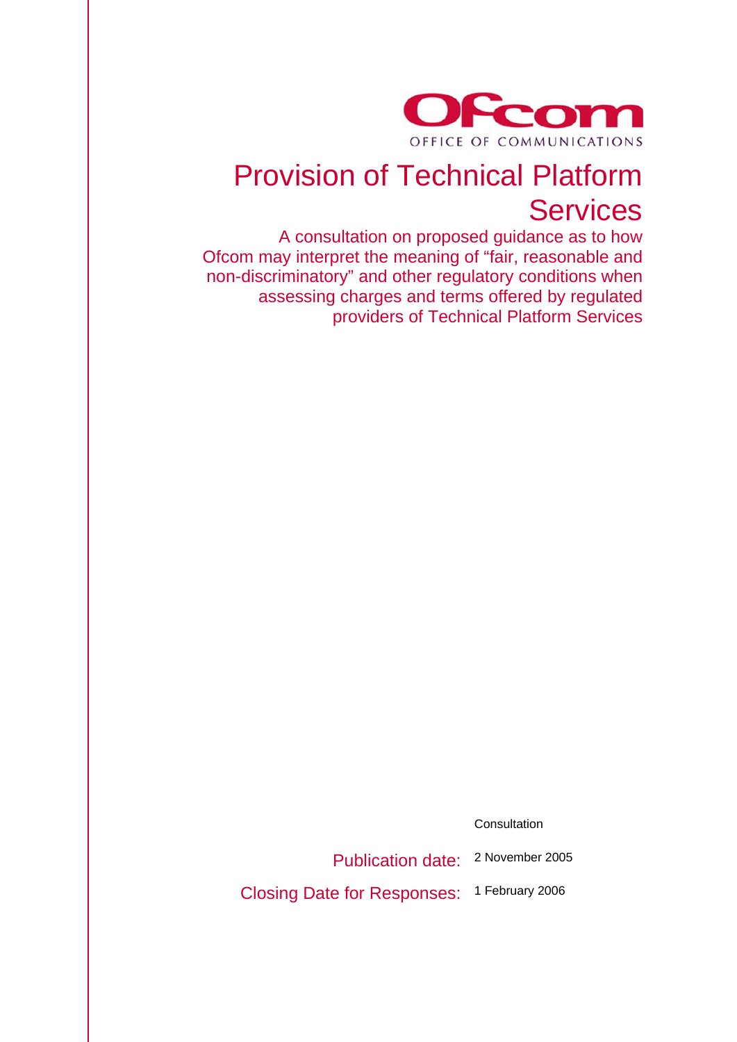Ofcom

OFFICE OF COMMUNICATIONS

# Provision of Technical Platform Services

A consultation on proposed guidance as to how Ofcom may interpret the meaning of "fair, reasonable and non-discriminatory" and other regulatory conditions when assessing charges and terms offered by regulated providers of Technical Platform Services

Consultation

Publication date: 2 November 2005

Closing Date for Responses: 1 February 2006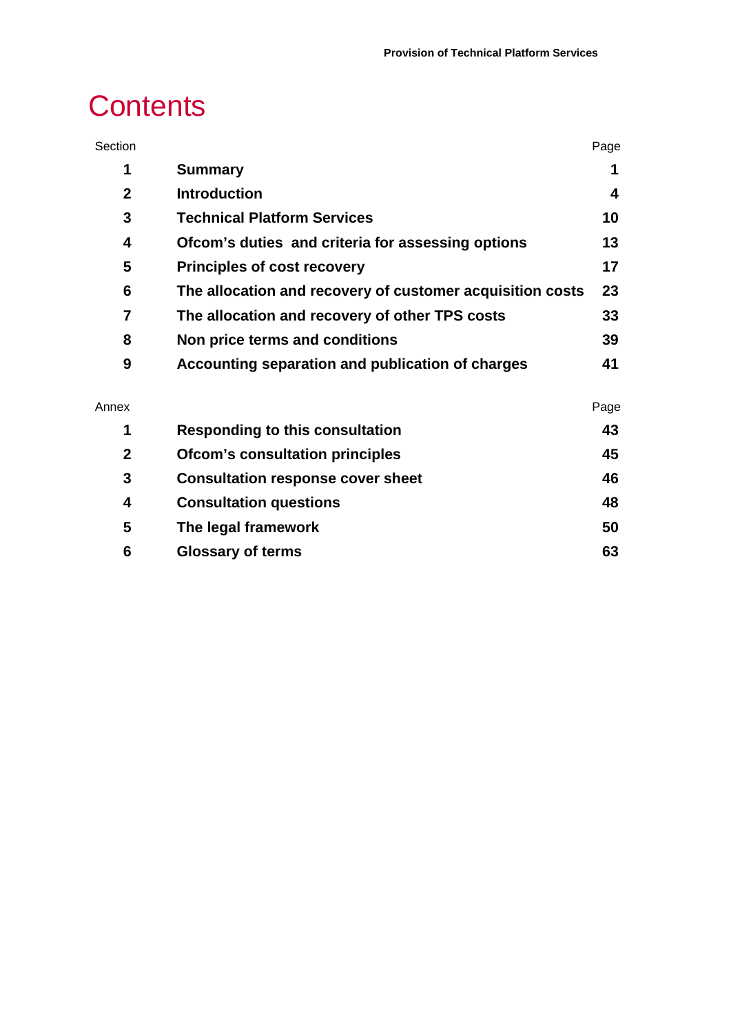# Contents

| Section | | Page |
|---|---|---|
| 1 | **Summary** | **1** |
| 2 | **Introduction** | **4** |
| 3 | **Technical Platform Services** | **10** |
| 4 | **Ofcom's duties and criteria for assessing options** | **13** |
| 5 | **Principles of cost recovery** | **17** |
| 6 | **The allocation and recovery of customer acquisition costs** | **23** |
| 7 | **The allocation and recovery of other TPS costs** | **33** |
| 8 | **Non price terms and conditions** | **39** |
| 9 | **Accounting separation and publication of charges** | **41** |

| Annex | | Page |
|---|---|---|
| 1 | **Responding to this consultation** | **43** |
| 2 | **Ofcom's consultation principles** | **45** |
| 3 | **Consultation response cover sheet** | **46** |
| 4 | **Consultation questions** | **48** |
| 5 | **The legal framework** | **50** |
| 6 | **Glossary of terms** | **63** |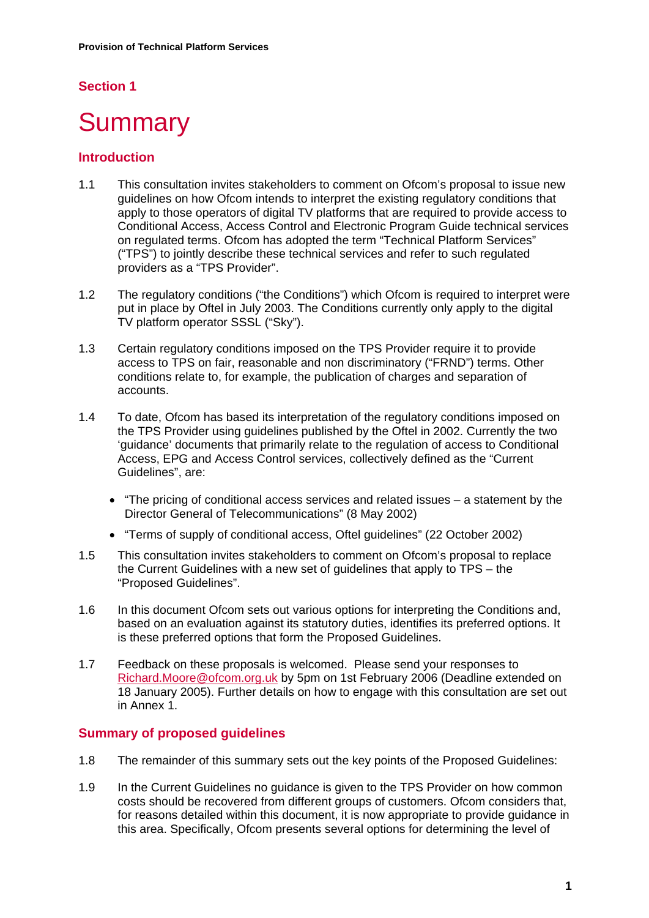## Section 1

# Summary

### Introduction

1.1 This consultation invites stakeholders to comment on Ofcom's proposal to issue new guidelines on how Ofcom intends to interpret the existing regulatory conditions that apply to those operators of digital TV platforms that are required to provide access to Conditional Access, Access Control and Electronic Program Guide technical services on regulated terms. Ofcom has adopted the term "Technical Platform Services" ("TPS") to jointly describe these technical services and refer to such regulated providers as a "TPS Provider".

1.2 The regulatory conditions ("the Conditions") which Ofcom is required to interpret were put in place by Oftel in July 2003. The Conditions currently only apply to the digital TV platform operator SSSL ("Sky").

1.3 Certain regulatory conditions imposed on the TPS Provider require it to provide access to TPS on fair, reasonable and non discriminatory ("FRND") terms. Other conditions relate to, for example, the publication of charges and separation of accounts.

1.4 To date, Ofcom has based its interpretation of the regulatory conditions imposed on the TPS Provider using guidelines published by the Oftel in 2002. Currently the two 'guidance' documents that primarily relate to the regulation of access to Conditional Access, EPG and Access Control services, collectively defined as the "Current Guidelines", are:

- "The pricing of conditional access services and related issues – a statement by the Director General of Telecommunications" (8 May 2002)
- "Terms of supply of conditional access, Oftel guidelines" (22 October 2002)

1.5 This consultation invites stakeholders to comment on Ofcom's proposal to replace the Current Guidelines with a new set of guidelines that apply to TPS – the "Proposed Guidelines".

1.6 In this document Ofcom sets out various options for interpreting the Conditions and, based on an evaluation against its statutory duties, identifies its preferred options. It is these preferred options that form the Proposed Guidelines.

1.7 Feedback on these proposals is welcomed. Please send your responses to Richard.Moore@ofcom.org.uk by 5pm on 1st February 2006 (Deadline extended on 18 January 2005). Further details on how to engage with this consultation are set out in Annex 1.

### Summary of proposed guidelines

1.8 The remainder of this summary sets out the key points of the Proposed Guidelines:

1.9 In the Current Guidelines no guidance is given to the TPS Provider on how common costs should be recovered from different groups of customers. Ofcom considers that, for reasons detailed within this document, it is now appropriate to provide guidance in this area. Specifically, Ofcom presents several options for determining the level of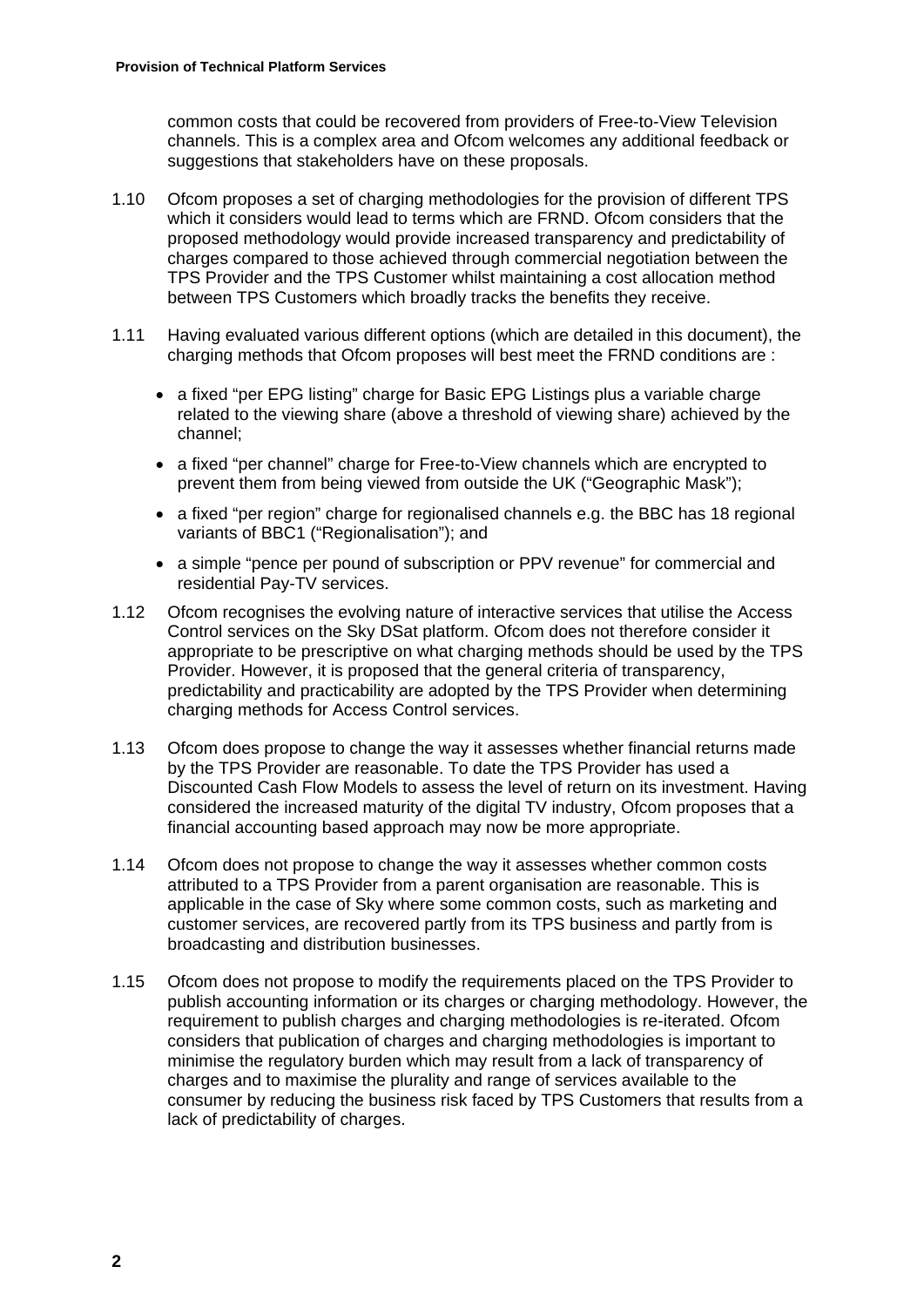common costs that could be recovered from providers of Free-to-View Television channels. This is a complex area and Ofcom welcomes any additional feedback or suggestions that stakeholders have on these proposals.

1.10 Ofcom proposes a set of charging methodologies for the provision of different TPS which it considers would lead to terms which are FRND. Ofcom considers that the proposed methodology would provide increased transparency and predictability of charges compared to those achieved through commercial negotiation between the TPS Provider and the TPS Customer whilst maintaining a cost allocation method between TPS Customers which broadly tracks the benefits they receive.

1.11 Having evaluated various different options (which are detailed in this document), the charging methods that Ofcom proposes will best meet the FRND conditions are :

- a fixed "per EPG listing" charge for Basic EPG Listings plus a variable charge related to the viewing share (above a threshold of viewing share) achieved by the channel;
- a fixed "per channel" charge for Free-to-View channels which are encrypted to prevent them from being viewed from outside the UK ("Geographic Mask");
- a fixed "per region" charge for regionalised channels e.g. the BBC has 18 regional variants of BBC1 ("Regionalisation"); and
- a simple "pence per pound of subscription or PPV revenue" for commercial and residential Pay-TV services.

1.12 Ofcom recognises the evolving nature of interactive services that utilise the Access Control services on the Sky DSat platform. Ofcom does not therefore consider it appropriate to be prescriptive on what charging methods should be used by the TPS Provider. However, it is proposed that the general criteria of transparency, predictability and practicability are adopted by the TPS Provider when determining charging methods for Access Control services.

1.13 Ofcom does propose to change the way it assesses whether financial returns made by the TPS Provider are reasonable. To date the TPS Provider has used a Discounted Cash Flow Models to assess the level of return on its investment. Having considered the increased maturity of the digital TV industry, Ofcom proposes that a financial accounting based approach may now be more appropriate.

1.14 Ofcom does not propose to change the way it assesses whether common costs attributed to a TPS Provider from a parent organisation are reasonable. This is applicable in the case of Sky where some common costs, such as marketing and customer services, are recovered partly from its TPS business and partly from is broadcasting and distribution businesses.

1.15 Ofcom does not propose to modify the requirements placed on the TPS Provider to publish accounting information or its charges or charging methodology. However, the requirement to publish charges and charging methodologies is re-iterated. Ofcom considers that publication of charges and charging methodologies is important to minimise the regulatory burden which may result from a lack of transparency of charges and to maximise the plurality and range of services available to the consumer by reducing the business risk faced by TPS Customers that results from a lack of predictability of charges.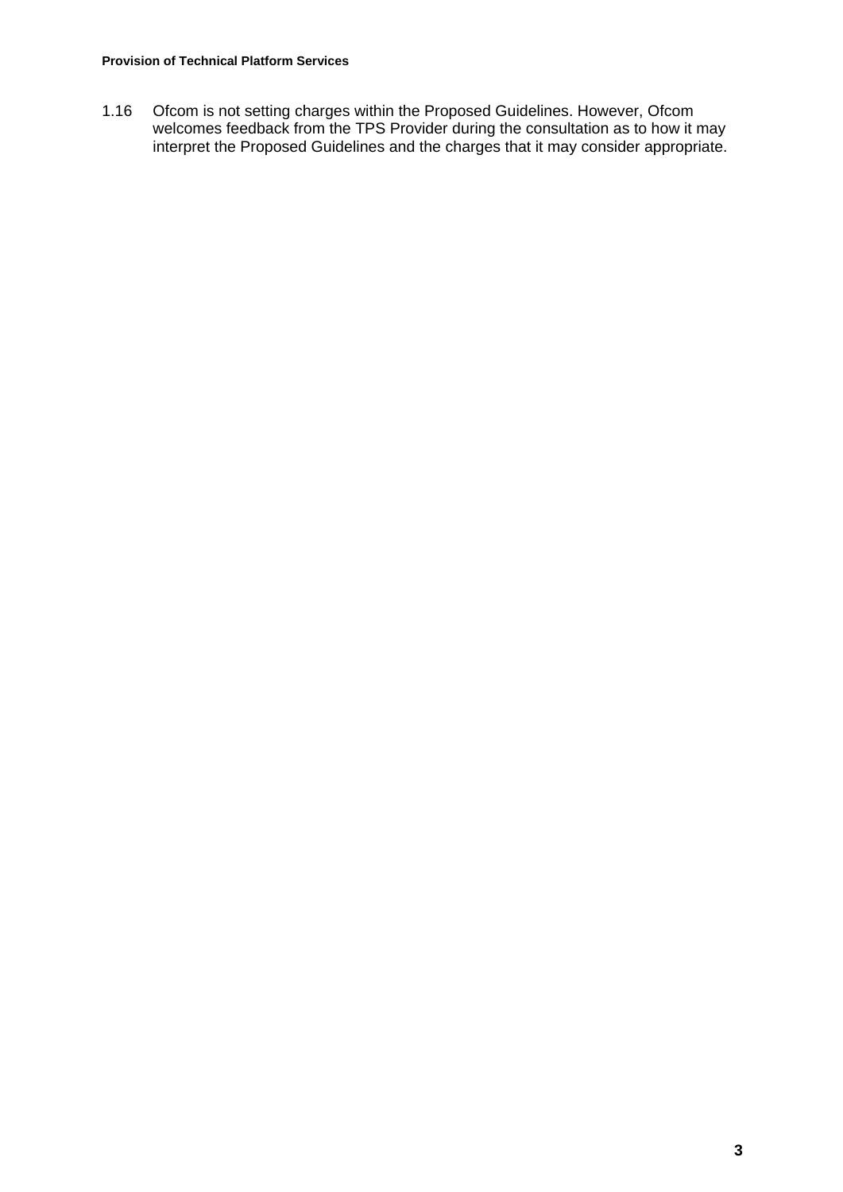1.16 Ofcom is not setting charges within the Proposed Guidelines. However, Ofcom welcomes feedback from the TPS Provider during the consultation as to how it may interpret the Proposed Guidelines and the charges that it may consider appropriate.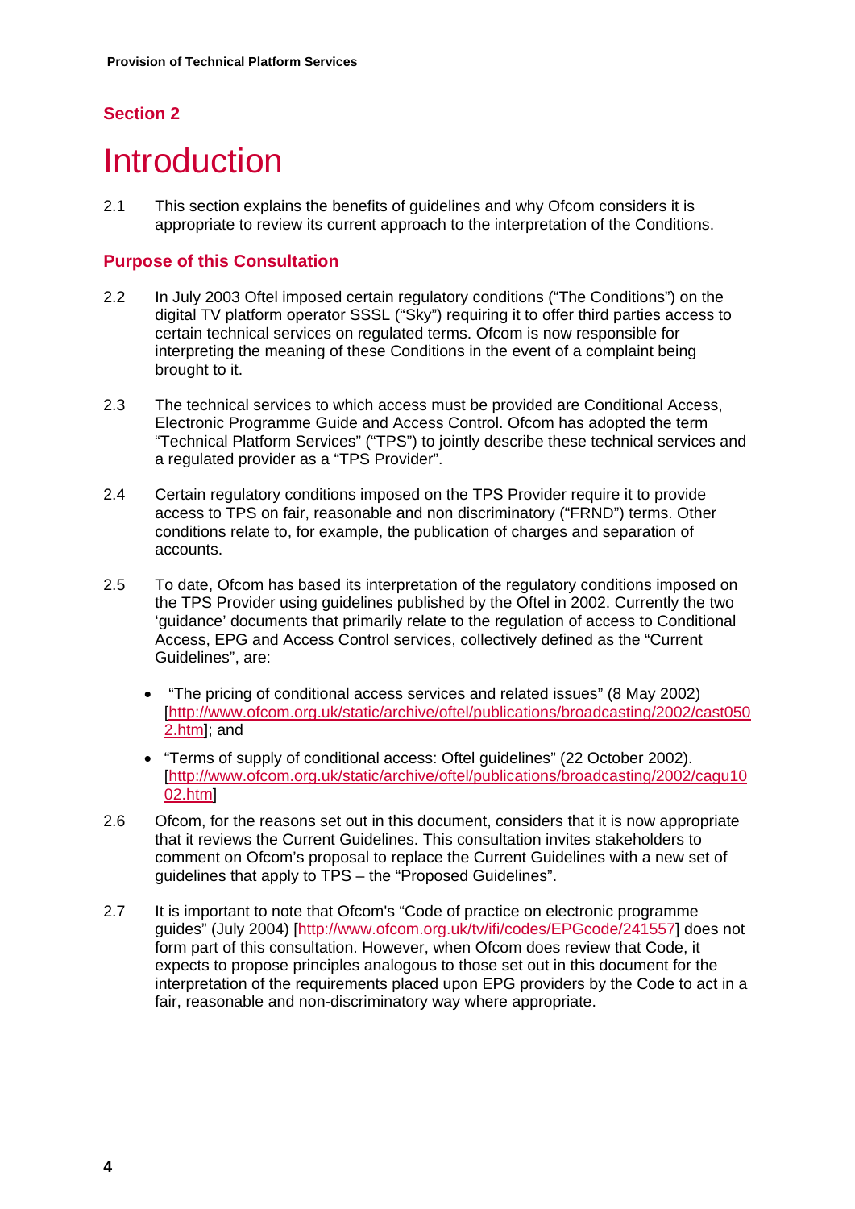## Section 2

# Introduction

2.1 This section explains the benefits of guidelines and why Ofcom considers it is appropriate to review its current approach to the interpretation of the Conditions.

### Purpose of this Consultation

2.2 In July 2003 Oftel imposed certain regulatory conditions ("The Conditions") on the digital TV platform operator SSSL ("Sky") requiring it to offer third parties access to certain technical services on regulated terms. Ofcom is now responsible for interpreting the meaning of these Conditions in the event of a complaint being brought to it.

2.3 The technical services to which access must be provided are Conditional Access, Electronic Programme Guide and Access Control. Ofcom has adopted the term "Technical Platform Services" ("TPS") to jointly describe these technical services and a regulated provider as a "TPS Provider".

2.4 Certain regulatory conditions imposed on the TPS Provider require it to provide access to TPS on fair, reasonable and non discriminatory ("FRND") terms. Other conditions relate to, for example, the publication of charges and separation of accounts.

2.5 To date, Ofcom has based its interpretation of the regulatory conditions imposed on the TPS Provider using guidelines published by the Oftel in 2002. Currently the two 'guidance' documents that primarily relate to the regulation of access to Conditional Access, EPG and Access Control services, collectively defined as the "Current Guidelines", are:

- "The pricing of conditional access services and related issues" (8 May 2002) [http://www.ofcom.org.uk/static/archive/oftel/publications/broadcasting/2002/cast0502.htm]; and
- "Terms of supply of conditional access: Oftel guidelines" (22 October 2002). [http://www.ofcom.org.uk/static/archive/oftel/publications/broadcasting/2002/cagu1002.htm]

2.6 Ofcom, for the reasons set out in this document, considers that it is now appropriate that it reviews the Current Guidelines. This consultation invites stakeholders to comment on Ofcom's proposal to replace the Current Guidelines with a new set of guidelines that apply to TPS – the "Proposed Guidelines".

2.7 It is important to note that Ofcom's "Code of practice on electronic programme guides" (July 2004) [http://www.ofcom.org.uk/tv/ifi/codes/EPGcode/241557] does not form part of this consultation. However, when Ofcom does review that Code, it expects to propose principles analogous to those set out in this document for the interpretation of the requirements placed upon EPG providers by the Code to act in a fair, reasonable and non-discriminatory way where appropriate.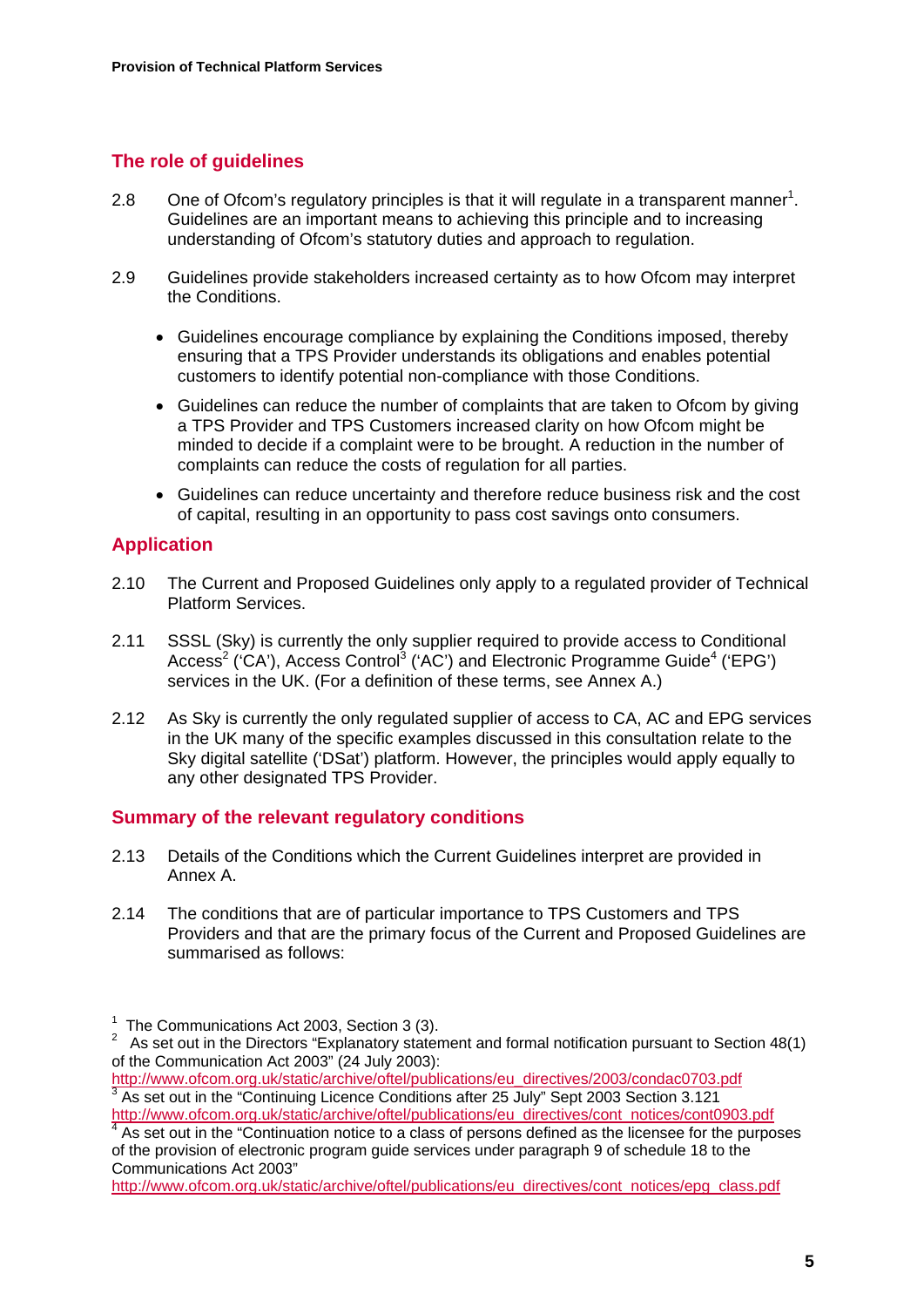## The role of guidelines

2.8 One of Ofcom's regulatory principles is that it will regulate in a transparent manner[1]. Guidelines are an important means to achieving this principle and to increasing understanding of Ofcom's statutory duties and approach to regulation.

2.9 Guidelines provide stakeholders increased certainty as to how Ofcom may interpret the Conditions.

- Guidelines encourage compliance by explaining the Conditions imposed, thereby ensuring that a TPS Provider understands its obligations and enables potential customers to identify potential non-compliance with those Conditions.
- Guidelines can reduce the number of complaints that are taken to Ofcom by giving a TPS Provider and TPS Customers increased clarity on how Ofcom might be minded to decide if a complaint were to be brought. A reduction in the number of complaints can reduce the costs of regulation for all parties.
- Guidelines can reduce uncertainty and therefore reduce business risk and the cost of capital, resulting in an opportunity to pass cost savings onto consumers.

## Application

2.10 The Current and Proposed Guidelines only apply to a regulated provider of Technical Platform Services.

2.11 SSSL (Sky) is currently the only supplier required to provide access to Conditional Access[2] ('CA'), Access Control[3] ('AC') and Electronic Programme Guide[4] ('EPG') services in the UK. (For a definition of these terms, see Annex A.)

2.12 As Sky is currently the only regulated supplier of access to CA, AC and EPG services in the UK many of the specific examples discussed in this consultation relate to the Sky digital satellite ('DSat') platform. However, the principles would apply equally to any other designated TPS Provider.

## Summary of the relevant regulatory conditions

2.13 Details of the Conditions which the Current Guidelines interpret are provided in Annex A.

2.14 The conditions that are of particular importance to TPS Customers and TPS Providers and that are the primary focus of the Current and Proposed Guidelines are summarised as follows:

---

[1] The Communications Act 2003, Section 3 (3).

[2] As set out in the Directors "Explanatory statement and formal notification pursuant to Section 48(1) of the Communication Act 2003" (24 July 2003): http://www.ofcom.org.uk/static/archive/oftel/publications/eu_directives/2003/condac0703.pdf

[3] As set out in the "Continuing Licence Conditions after 25 July" Sept 2003 Section 3.121 http://www.ofcom.org.uk/static/archive/oftel/publications/eu_directives/cont_notices/cont0903.pdf

[4] As set out in the "Continuation notice to a class of persons defined as the licensee for the purposes of the provision of electronic program guide services under paragraph 9 of schedule 18 to the Communications Act 2003" http://www.ofcom.org.uk/static/archive/oftel/publications/eu_directives/cont_notices/epg_class.pdf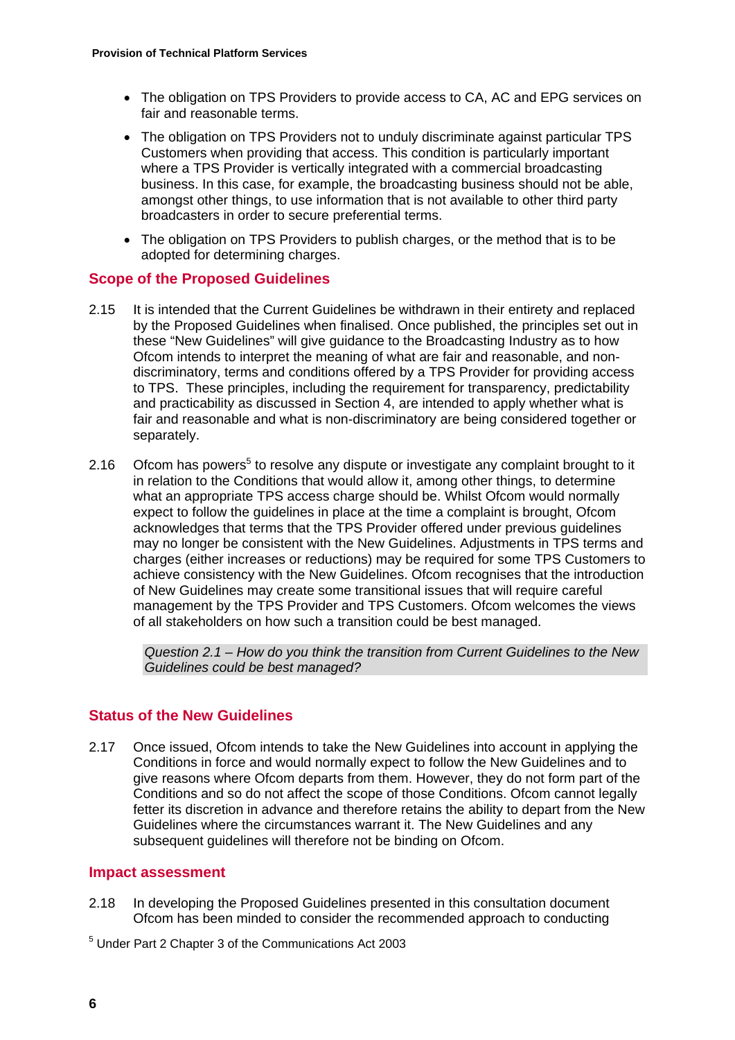- The obligation on TPS Providers to provide access to CA, AC and EPG services on fair and reasonable terms.
- The obligation on TPS Providers not to unduly discriminate against particular TPS Customers when providing that access. This condition is particularly important where a TPS Provider is vertically integrated with a commercial broadcasting business. In this case, for example, the broadcasting business should not be able, amongst other things, to use information that is not available to other third party broadcasters in order to secure preferential terms.
- The obligation on TPS Providers to publish charges, or the method that is to be adopted for determining charges.

## Scope of the Proposed Guidelines

2.15 It is intended that the Current Guidelines be withdrawn in their entirety and replaced by the Proposed Guidelines when finalised. Once published, the principles set out in these "New Guidelines" will give guidance to the Broadcasting Industry as to how Ofcom intends to interpret the meaning of what are fair and reasonable, and non-discriminatory, terms and conditions offered by a TPS Provider for providing access to TPS. These principles, including the requirement for transparency, predictability and practicability as discussed in Section 4, are intended to apply whether what is fair and reasonable and what is non-discriminatory are being considered together or separately.

2.16 Ofcom has powers[5] to resolve any dispute or investigate any complaint brought to it in relation to the Conditions that would allow it, among other things, to determine what an appropriate TPS access charge should be. Whilst Ofcom would normally expect to follow the guidelines in place at the time a complaint is brought, Ofcom acknowledges that terms that the TPS Provider offered under previous guidelines may no longer be consistent with the New Guidelines. Adjustments in TPS terms and charges (either increases or reductions) may be required for some TPS Customers to achieve consistency with the New Guidelines. Ofcom recognises that the introduction of New Guidelines may create some transitional issues that will require careful management by the TPS Provider and TPS Customers. Ofcom welcomes the views of all stakeholders on how such a transition could be best managed.

> *Question 2.1 – How do you think the transition from Current Guidelines to the New Guidelines could be best managed?*

## Status of the New Guidelines

2.17 Once issued, Ofcom intends to take the New Guidelines into account in applying the Conditions in force and would normally expect to follow the New Guidelines and to give reasons where Ofcom departs from them. However, they do not form part of the Conditions and so do not affect the scope of those Conditions. Ofcom cannot legally fetter its discretion in advance and therefore retains the ability to depart from the New Guidelines where the circumstances warrant it. The New Guidelines and any subsequent guidelines will therefore not be binding on Ofcom.

## Impact assessment

2.18 In developing the Proposed Guidelines presented in this consultation document Ofcom has been minded to consider the recommended approach to conducting

[5] Under Part 2 Chapter 3 of the Communications Act 2003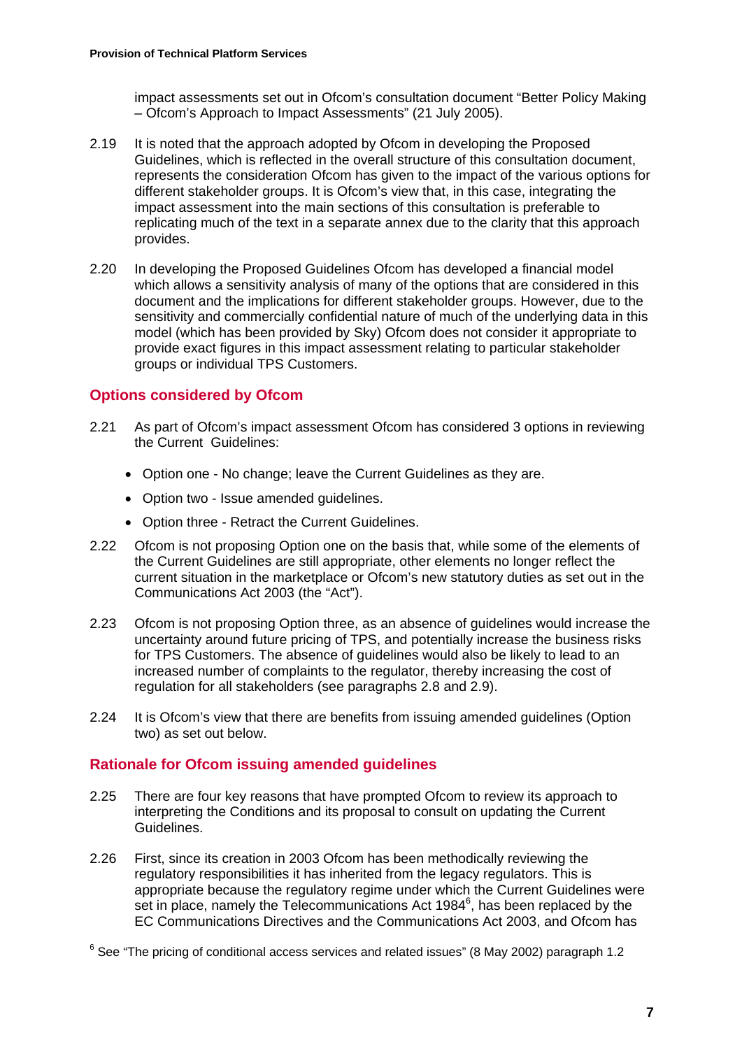impact assessments set out in Ofcom's consultation document "Better Policy Making – Ofcom's Approach to Impact Assessments" (21 July 2005).

2.19 It is noted that the approach adopted by Ofcom in developing the Proposed Guidelines, which is reflected in the overall structure of this consultation document, represents the consideration Ofcom has given to the impact of the various options for different stakeholder groups. It is Ofcom's view that, in this case, integrating the impact assessment into the main sections of this consultation is preferable to replicating much of the text in a separate annex due to the clarity that this approach provides.

2.20 In developing the Proposed Guidelines Ofcom has developed a financial model which allows a sensitivity analysis of many of the options that are considered in this document and the implications for different stakeholder groups. However, due to the sensitivity and commercially confidential nature of much of the underlying data in this model (which has been provided by Sky) Ofcom does not consider it appropriate to provide exact figures in this impact assessment relating to particular stakeholder groups or individual TPS Customers.

## Options considered by Ofcom

2.21 As part of Ofcom's impact assessment Ofcom has considered 3 options in reviewing the Current Guidelines:

- Option one - No change; leave the Current Guidelines as they are.
- Option two - Issue amended guidelines.
- Option three - Retract the Current Guidelines.

2.22 Ofcom is not proposing Option one on the basis that, while some of the elements of the Current Guidelines are still appropriate, other elements no longer reflect the current situation in the marketplace or Ofcom's new statutory duties as set out in the Communications Act 2003 (the "Act").

2.23 Ofcom is not proposing Option three, as an absence of guidelines would increase the uncertainty around future pricing of TPS, and potentially increase the business risks for TPS Customers. The absence of guidelines would also be likely to lead to an increased number of complaints to the regulator, thereby increasing the cost of regulation for all stakeholders (see paragraphs 2.8 and 2.9).

2.24 It is Ofcom's view that there are benefits from issuing amended guidelines (Option two) as set out below.

## Rationale for Ofcom issuing amended guidelines

2.25 There are four key reasons that have prompted Ofcom to review its approach to interpreting the Conditions and its proposal to consult on updating the Current Guidelines.

2.26 First, since its creation in 2003 Ofcom has been methodically reviewing the regulatory responsibilities it has inherited from the legacy regulators. This is appropriate because the regulatory regime under which the Current Guidelines were set in place, namely the Telecommunications Act 1984[6], has been replaced by the EC Communications Directives and the Communications Act 2003, and Ofcom has

[6] See "The pricing of conditional access services and related issues" (8 May 2002) paragraph 1.2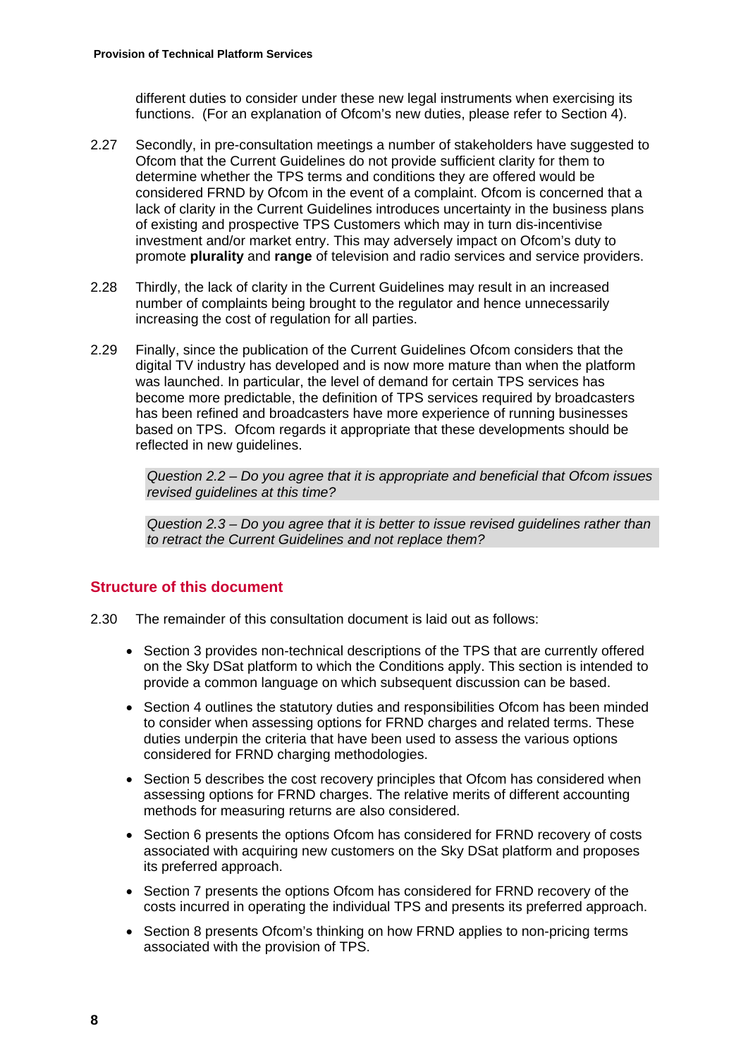different duties to consider under these new legal instruments when exercising its functions. (For an explanation of Ofcom's new duties, please refer to Section 4).

2.27 Secondly, in pre-consultation meetings a number of stakeholders have suggested to Ofcom that the Current Guidelines do not provide sufficient clarity for them to determine whether the TPS terms and conditions they are offered would be considered FRND by Ofcom in the event of a complaint. Ofcom is concerned that a lack of clarity in the Current Guidelines introduces uncertainty in the business plans of existing and prospective TPS Customers which may in turn dis-incentivise investment and/or market entry. This may adversely impact on Ofcom's duty to promote **plurality** and **range** of television and radio services and service providers.

2.28 Thirdly, the lack of clarity in the Current Guidelines may result in an increased number of complaints being brought to the regulator and hence unnecessarily increasing the cost of regulation for all parties.

2.29 Finally, since the publication of the Current Guidelines Ofcom considers that the digital TV industry has developed and is now more mature than when the platform was launched. In particular, the level of demand for certain TPS services has become more predictable, the definition of TPS services required by broadcasters has been refined and broadcasters have more experience of running businesses based on TPS. Ofcom regards it appropriate that these developments should be reflected in new guidelines.

*Question 2.2 – Do you agree that it is appropriate and beneficial that Ofcom issues revised guidelines at this time?*

*Question 2.3 – Do you agree that it is better to issue revised guidelines rather than to retract the Current Guidelines and not replace them?*

## Structure of this document

2.30 The remainder of this consultation document is laid out as follows:

- Section 3 provides non-technical descriptions of the TPS that are currently offered on the Sky DSat platform to which the Conditions apply. This section is intended to provide a common language on which subsequent discussion can be based.
- Section 4 outlines the statutory duties and responsibilities Ofcom has been minded to consider when assessing options for FRND charges and related terms. These duties underpin the criteria that have been used to assess the various options considered for FRND charging methodologies.
- Section 5 describes the cost recovery principles that Ofcom has considered when assessing options for FRND charges. The relative merits of different accounting methods for measuring returns are also considered.
- Section 6 presents the options Ofcom has considered for FRND recovery of costs associated with acquiring new customers on the Sky DSat platform and proposes its preferred approach.
- Section 7 presents the options Ofcom has considered for FRND recovery of the costs incurred in operating the individual TPS and presents its preferred approach.
- Section 8 presents Ofcom's thinking on how FRND applies to non-pricing terms associated with the provision of TPS.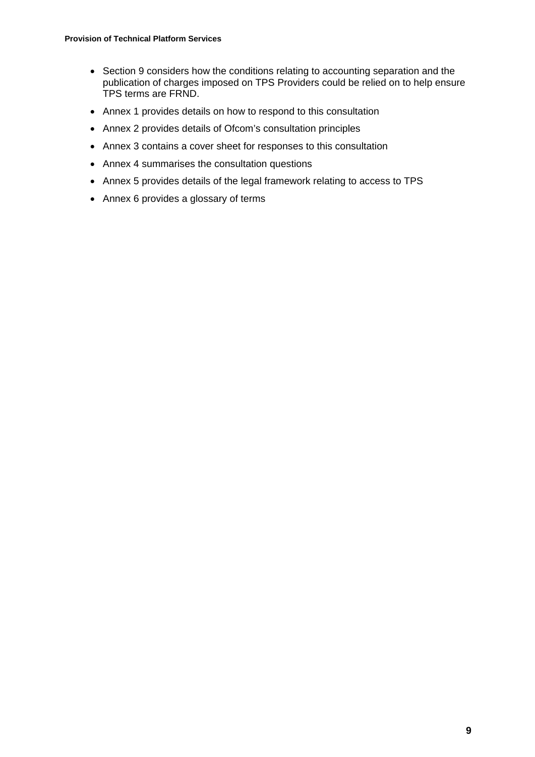- Section 9 considers how the conditions relating to accounting separation and the publication of charges imposed on TPS Providers could be relied on to help ensure TPS terms are FRND.
- Annex 1 provides details on how to respond to this consultation
- Annex 2 provides details of Ofcom's consultation principles
- Annex 3 contains a cover sheet for responses to this consultation
- Annex 4 summarises the consultation questions
- Annex 5 provides details of the legal framework relating to access to TPS
- Annex 6 provides a glossary of terms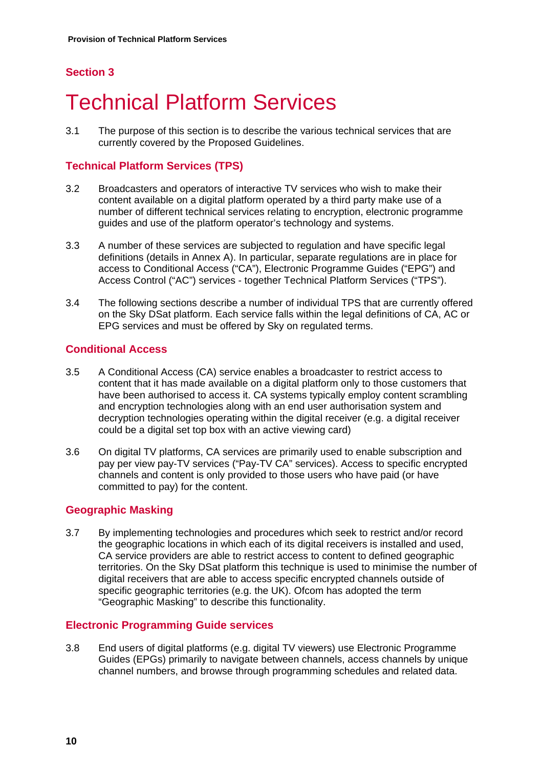## Section 3

# Technical Platform Services

3.1 The purpose of this section is to describe the various technical services that are currently covered by the Proposed Guidelines.

### Technical Platform Services (TPS)

3.2 Broadcasters and operators of interactive TV services who wish to make their content available on a digital platform operated by a third party make use of a number of different technical services relating to encryption, electronic programme guides and use of the platform operator's technology and systems.

3.3 A number of these services are subjected to regulation and have specific legal definitions (details in Annex A). In particular, separate regulations are in place for access to Conditional Access ("CA"), Electronic Programme Guides ("EPG") and Access Control ("AC") services - together Technical Platform Services ("TPS").

3.4 The following sections describe a number of individual TPS that are currently offered on the Sky DSat platform. Each service falls within the legal definitions of CA, AC or EPG services and must be offered by Sky on regulated terms.

### Conditional Access

3.5 A Conditional Access (CA) service enables a broadcaster to restrict access to content that it has made available on a digital platform only to those customers that have been authorised to access it. CA systems typically employ content scrambling and encryption technologies along with an end user authorisation system and decryption technologies operating within the digital receiver (e.g. a digital receiver could be a digital set top box with an active viewing card)

3.6 On digital TV platforms, CA services are primarily used to enable subscription and pay per view pay-TV services ("Pay-TV CA" services). Access to specific encrypted channels and content is only provided to those users who have paid (or have committed to pay) for the content.

### Geographic Masking

3.7 By implementing technologies and procedures which seek to restrict and/or record the geographic locations in which each of its digital receivers is installed and used, CA service providers are able to restrict access to content to defined geographic territories. On the Sky DSat platform this technique is used to minimise the number of digital receivers that are able to access specific encrypted channels outside of specific geographic territories (e.g. the UK). Ofcom has adopted the term "Geographic Masking" to describe this functionality.

### Electronic Programming Guide services

3.8 End users of digital platforms (e.g. digital TV viewers) use Electronic Programme Guides (EPGs) primarily to navigate between channels, access channels by unique channel numbers, and browse through programming schedules and related data.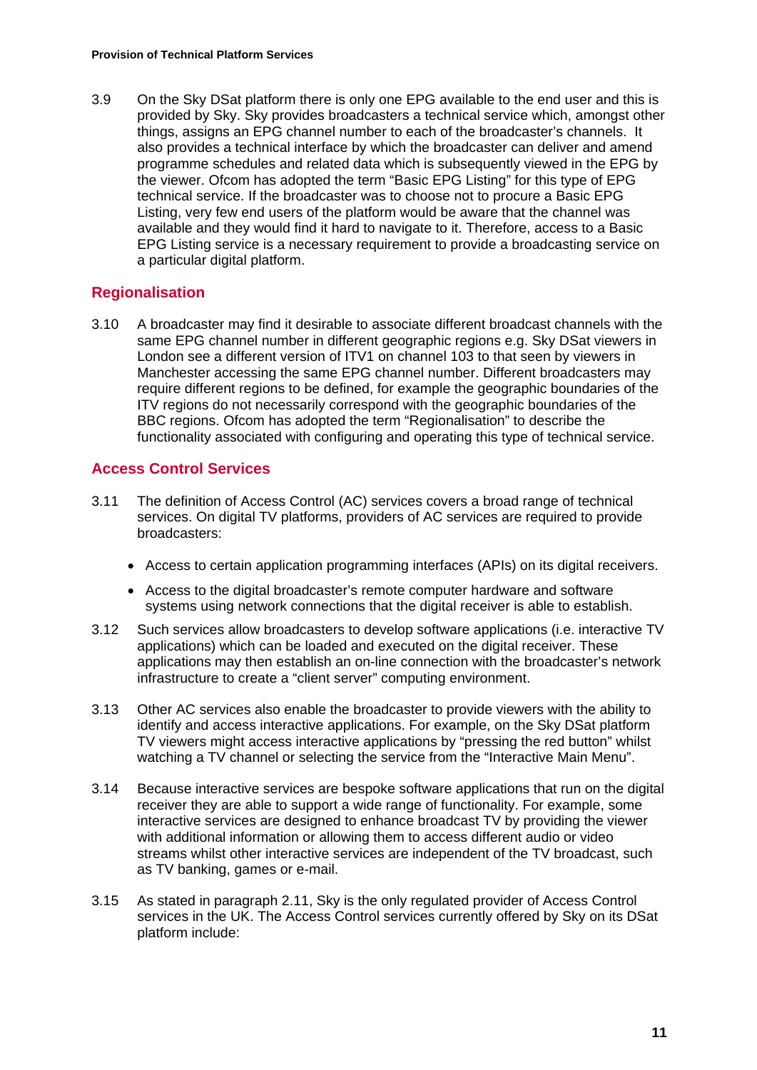3.9 On the Sky DSat platform there is only one EPG available to the end user and this is provided by Sky. Sky provides broadcasters a technical service which, amongst other things, assigns an EPG channel number to each of the broadcaster's channels. It also provides a technical interface by which the broadcaster can deliver and amend programme schedules and related data which is subsequently viewed in the EPG by the viewer. Ofcom has adopted the term "Basic EPG Listing" for this type of EPG technical service. If the broadcaster was to choose not to procure a Basic EPG Listing, very few end users of the platform would be aware that the channel was available and they would find it hard to navigate to it. Therefore, access to a Basic EPG Listing service is a necessary requirement to provide a broadcasting service on a particular digital platform.

## Regionalisation

3.10 A broadcaster may find it desirable to associate different broadcast channels with the same EPG channel number in different geographic regions e.g. Sky DSat viewers in London see a different version of ITV1 on channel 103 to that seen by viewers in Manchester accessing the same EPG channel number. Different broadcasters may require different regions to be defined, for example the geographic boundaries of the ITV regions do not necessarily correspond with the geographic boundaries of the BBC regions. Ofcom has adopted the term "Regionalisation" to describe the functionality associated with configuring and operating this type of technical service.

## Access Control Services

3.11 The definition of Access Control (AC) services covers a broad range of technical services. On digital TV platforms, providers of AC services are required to provide broadcasters:

- Access to certain application programming interfaces (APIs) on its digital receivers.
- Access to the digital broadcaster's remote computer hardware and software systems using network connections that the digital receiver is able to establish.

3.12 Such services allow broadcasters to develop software applications (i.e. interactive TV applications) which can be loaded and executed on the digital receiver. These applications may then establish an on-line connection with the broadcaster's network infrastructure to create a "client server" computing environment.

3.13 Other AC services also enable the broadcaster to provide viewers with the ability to identify and access interactive applications. For example, on the Sky DSat platform TV viewers might access interactive applications by "pressing the red button" whilst watching a TV channel or selecting the service from the "Interactive Main Menu".

3.14 Because interactive services are bespoke software applications that run on the digital receiver they are able to support a wide range of functionality. For example, some interactive services are designed to enhance broadcast TV by providing the viewer with additional information or allowing them to access different audio or video streams whilst other interactive services are independent of the TV broadcast, such as TV banking, games or e-mail.

3.15 As stated in paragraph 2.11, Sky is the only regulated provider of Access Control services in the UK. The Access Control services currently offered by Sky on its DSat platform include: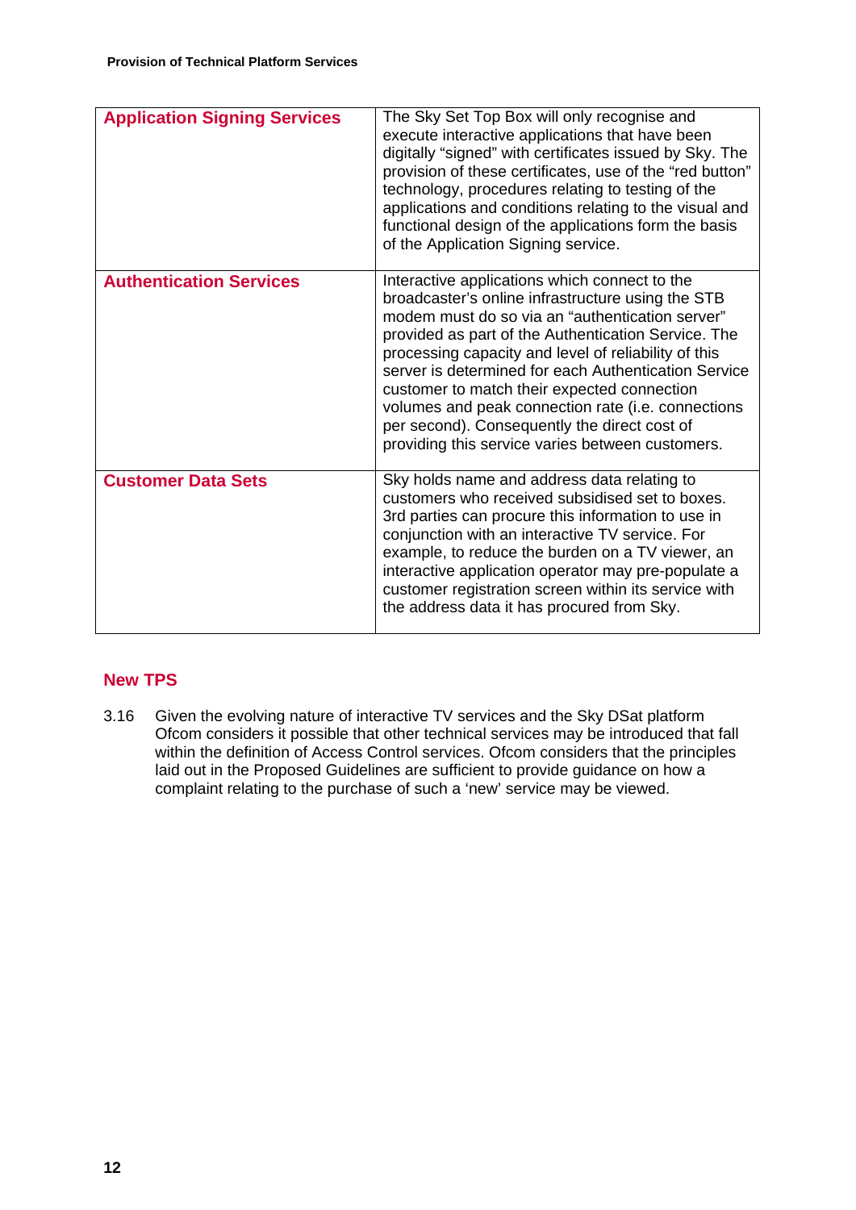| | |
|---|---|
| **Application Signing Services** | The Sky Set Top Box will only recognise and execute interactive applications that have been digitally "signed" with certificates issued by Sky. The provision of these certificates, use of the "red button" technology, procedures relating to testing of the applications and conditions relating to the visual and functional design of the applications form the basis of the Application Signing service. |
| **Authentication Services** | Interactive applications which connect to the broadcaster's online infrastructure using the STB modem must do so via an "authentication server" provided as part of the Authentication Service. The processing capacity and level of reliability of this server is determined for each Authentication Service customer to match their expected connection volumes and peak connection rate (i.e. connections per second). Consequently the direct cost of providing this service varies between customers. |
| **Customer Data Sets** | Sky holds name and address data relating to customers who received subsidised set to boxes. 3rd parties can procure this information to use in conjunction with an interactive TV service. For example, to reduce the burden on a TV viewer, an interactive application operator may pre-populate a customer registration screen within its service with the address data it has procured from Sky. |

## New TPS

3.16 Given the evolving nature of interactive TV services and the Sky DSat platform Ofcom considers it possible that other technical services may be introduced that fall within the definition of Access Control services. Ofcom considers that the principles laid out in the Proposed Guidelines are sufficient to provide guidance on how a complaint relating to the purchase of such a 'new' service may be viewed.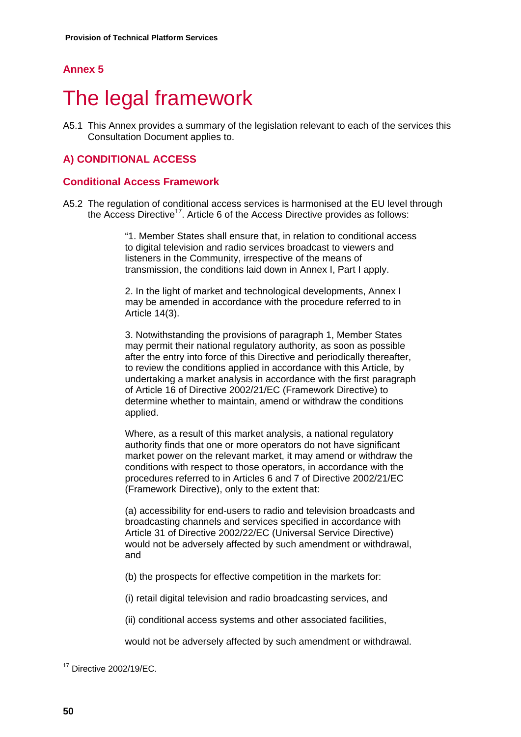## Annex 5

# The legal framework

A5.1 This Annex provides a summary of the legislation relevant to each of the services this Consultation Document applies to.

## A) CONDITIONAL ACCESS

### Conditional Access Framework

A5.2 The regulation of conditional access services is harmonised at the EU level through the Access Directive[17]. Article 6 of the Access Directive provides as follows:

> "1. Member States shall ensure that, in relation to conditional access to digital television and radio services broadcast to viewers and listeners in the Community, irrespective of the means of transmission, the conditions laid down in Annex I, Part I apply.
>
> 2. In the light of market and technological developments, Annex I may be amended in accordance with the procedure referred to in Article 14(3).
>
> 3. Notwithstanding the provisions of paragraph 1, Member States may permit their national regulatory authority, as soon as possible after the entry into force of this Directive and periodically thereafter, to review the conditions applied in accordance with this Article, by undertaking a market analysis in accordance with the first paragraph of Article 16 of Directive 2002/21/EC (Framework Directive) to determine whether to maintain, amend or withdraw the conditions applied.
>
> Where, as a result of this market analysis, a national regulatory authority finds that one or more operators do not have significant market power on the relevant market, it may amend or withdraw the conditions with respect to those operators, in accordance with the procedures referred to in Articles 6 and 7 of Directive 2002/21/EC (Framework Directive), only to the extent that:
>
> (a) accessibility for end-users to radio and television broadcasts and broadcasting channels and services specified in accordance with Article 31 of Directive 2002/22/EC (Universal Service Directive) would not be adversely affected by such amendment or withdrawal, and
>
> (b) the prospects for effective competition in the markets for:
>
> (i) retail digital television and radio broadcasting services, and
>
> (ii) conditional access systems and other associated facilities,
>
> would not be adversely affected by such amendment or withdrawal.

[17] Directive 2002/19/EC.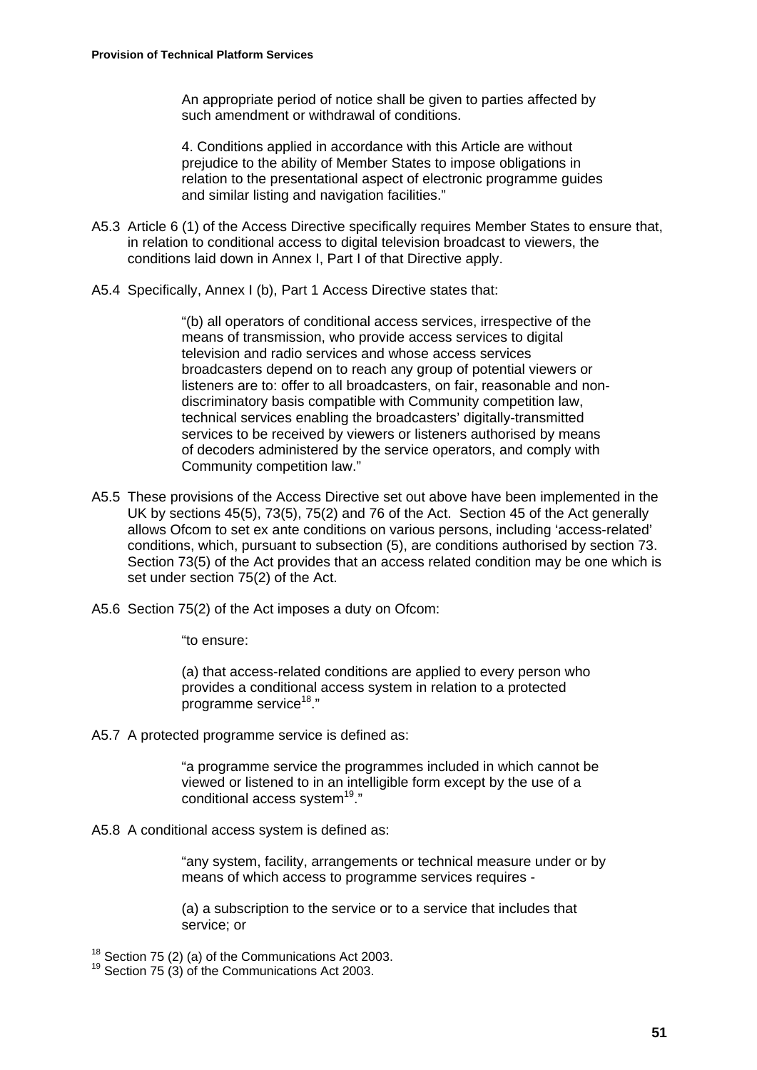An appropriate period of notice shall be given to parties affected by such amendment or withdrawal of conditions.

4. Conditions applied in accordance with this Article are without prejudice to the ability of Member States to impose obligations in relation to the presentational aspect of electronic programme guides and similar listing and navigation facilities."

A5.3 Article 6 (1) of the Access Directive specifically requires Member States to ensure that, in relation to conditional access to digital television broadcast to viewers, the conditions laid down in Annex I, Part I of that Directive apply.

A5.4 Specifically, Annex I (b), Part 1 Access Directive states that:

> "(b) all operators of conditional access services, irrespective of the means of transmission, who provide access services to digital television and radio services and whose access services broadcasters depend on to reach any group of potential viewers or listeners are to: offer to all broadcasters, on fair, reasonable and non-discriminatory basis compatible with Community competition law, technical services enabling the broadcasters' digitally-transmitted services to be received by viewers or listeners authorised by means of decoders administered by the service operators, and comply with Community competition law."

A5.5 These provisions of the Access Directive set out above have been implemented in the UK by sections 45(5), 73(5), 75(2) and 76 of the Act. Section 45 of the Act generally allows Ofcom to set ex ante conditions on various persons, including 'access-related' conditions, which, pursuant to subsection (5), are conditions authorised by section 73. Section 73(5) of the Act provides that an access related condition may be one which is set under section 75(2) of the Act.

A5.6 Section 75(2) of the Act imposes a duty on Ofcom:

> "to ensure:
>
> (a) that access-related conditions are applied to every person who provides a conditional access system in relation to a protected programme service[18]."

A5.7 A protected programme service is defined as:

> "a programme service the programmes included in which cannot be viewed or listened to in an intelligible form except by the use of a conditional access system[19]."

A5.8 A conditional access system is defined as:

> "any system, facility, arrangements or technical measure under or by means of which access to programme services requires -
>
> (a) a subscription to the service or to a service that includes that service; or

[18] Section 75 (2) (a) of the Communications Act 2003.
[19] Section 75 (3) of the Communications Act 2003.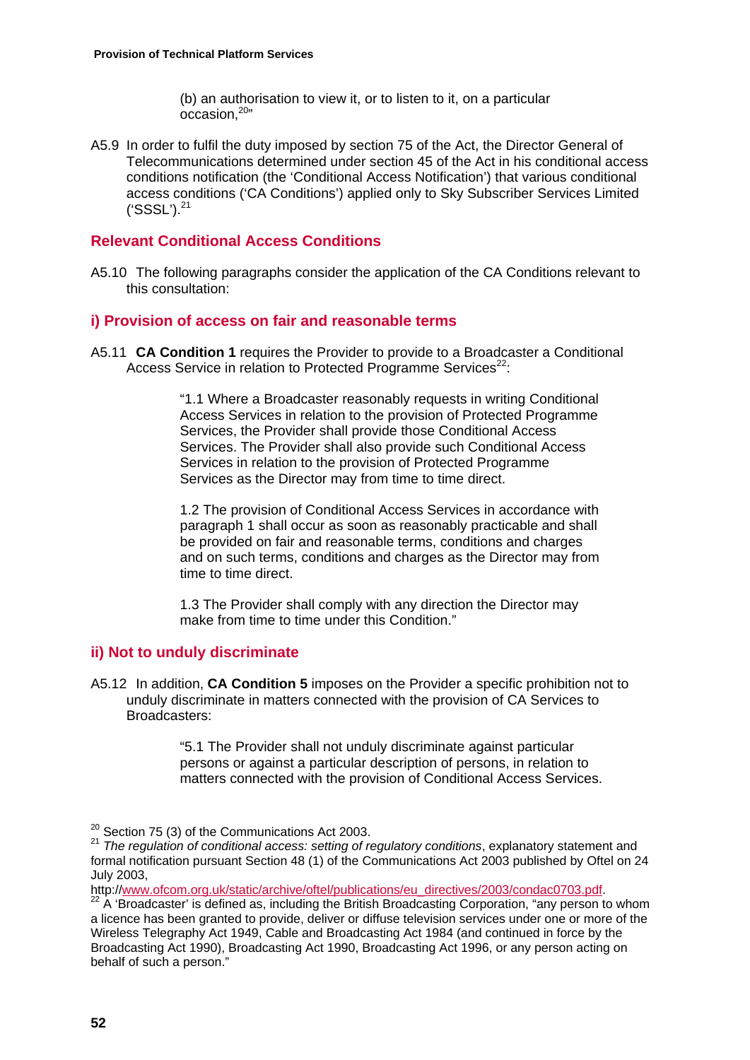(b) an authorisation to view it, or to listen to it, on a particular occasion,[20]"

A5.9 In order to fulfil the duty imposed by section 75 of the Act, the Director General of Telecommunications determined under section 45 of the Act in his conditional access conditions notification (the 'Conditional Access Notification') that various conditional access conditions ('CA Conditions') applied only to Sky Subscriber Services Limited ('SSSL').[21]

## Relevant Conditional Access Conditions

A5.10 The following paragraphs consider the application of the CA Conditions relevant to this consultation:

### i) Provision of access on fair and reasonable terms

A5.11 **CA Condition 1** requires the Provider to provide to a Broadcaster a Conditional Access Service in relation to Protected Programme Services[22]:

> "1.1 Where a Broadcaster reasonably requests in writing Conditional Access Services in relation to the provision of Protected Programme Services, the Provider shall provide those Conditional Access Services. The Provider shall also provide such Conditional Access Services in relation to the provision of Protected Programme Services as the Director may from time to time direct.
>
> 1.2 The provision of Conditional Access Services in accordance with paragraph 1 shall occur as soon as reasonably practicable and shall be provided on fair and reasonable terms, conditions and charges and on such terms, conditions and charges as the Director may from time to time direct.
>
> 1.3 The Provider shall comply with any direction the Director may make from time to time under this Condition."

### ii) Not to unduly discriminate

A5.12 In addition, **CA Condition 5** imposes on the Provider a specific prohibition not to unduly discriminate in matters connected with the provision of CA Services to Broadcasters:

> "5.1 The Provider shall not unduly discriminate against particular persons or against a particular description of persons, in relation to matters connected with the provision of Conditional Access Services.

[20] Section 75 (3) of the Communications Act 2003.

[21] *The regulation of conditional access: setting of regulatory conditions*, explanatory statement and formal notification pursuant Section 48 (1) of the Communications Act 2003 published by Oftel on 24 July 2003, http://www.ofcom.org.uk/static/archive/oftel/publications/eu_directives/2003/condac0703.pdf.

[22] A 'Broadcaster' is defined as, including the British Broadcasting Corporation, "any person to whom a licence has been granted to provide, deliver or diffuse television services under one or more of the Wireless Telegraphy Act 1949, Cable and Broadcasting Act 1984 (and continued in force by the Broadcasting Act 1990), Broadcasting Act 1990, Broadcasting Act 1996, or any person acting on behalf of such a person."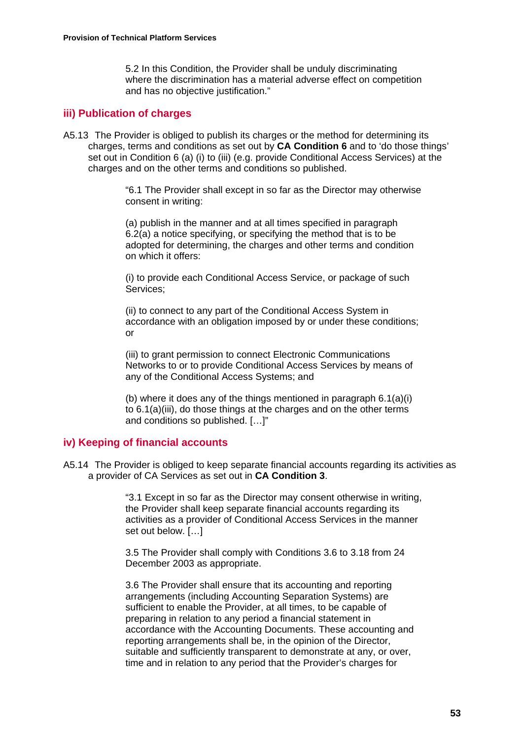5.2 In this Condition, the Provider shall be unduly discriminating where the discrimination has a material adverse effect on competition and has no objective justification."

### iii) Publication of charges

A5.13 The Provider is obliged to publish its charges or the method for determining its charges, terms and conditions as set out by **CA Condition 6** and to 'do those things' set out in Condition 6 (a) (i) to (iii) (e.g. provide Conditional Access Services) at the charges and on the other terms and conditions so published.

> "6.1 The Provider shall except in so far as the Director may otherwise consent in writing:
>
> (a) publish in the manner and at all times specified in paragraph 6.2(a) a notice specifying, or specifying the method that is to be adopted for determining, the charges and other terms and condition on which it offers:
>
> (i) to provide each Conditional Access Service, or package of such Services;
>
> (ii) to connect to any part of the Conditional Access System in accordance with an obligation imposed by or under these conditions; or
>
> (iii) to grant permission to connect Electronic Communications Networks to or to provide Conditional Access Services by means of any of the Conditional Access Systems; and
>
> (b) where it does any of the things mentioned in paragraph 6.1(a)(i) to 6.1(a)(iii), do those things at the charges and on the other terms and conditions so published. […]"

### iv) Keeping of financial accounts

A5.14 The Provider is obliged to keep separate financial accounts regarding its activities as a provider of CA Services as set out in **CA Condition 3**.

> "3.1 Except in so far as the Director may consent otherwise in writing, the Provider shall keep separate financial accounts regarding its activities as a provider of Conditional Access Services in the manner set out below. […]
>
> 3.5 The Provider shall comply with Conditions 3.6 to 3.18 from 24 December 2003 as appropriate.
>
> 3.6 The Provider shall ensure that its accounting and reporting arrangements (including Accounting Separation Systems) are sufficient to enable the Provider, at all times, to be capable of preparing in relation to any period a financial statement in accordance with the Accounting Documents. These accounting and reporting arrangements shall be, in the opinion of the Director, suitable and sufficiently transparent to demonstrate at any, or over, time and in relation to any period that the Provider's charges for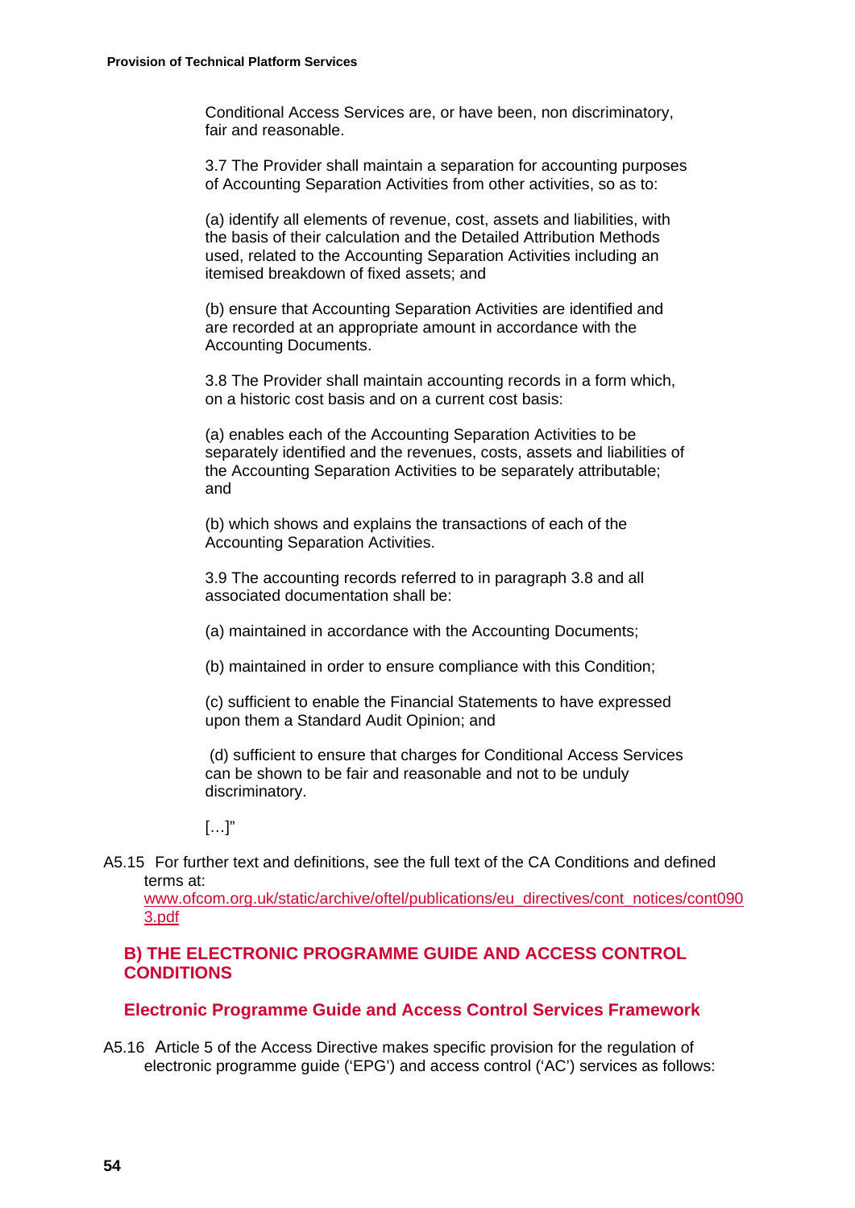Conditional Access Services are, or have been, non discriminatory, fair and reasonable.

3.7 The Provider shall maintain a separation for accounting purposes of Accounting Separation Activities from other activities, so as to:

(a) identify all elements of revenue, cost, assets and liabilities, with the basis of their calculation and the Detailed Attribution Methods used, related to the Accounting Separation Activities including an itemised breakdown of fixed assets; and

(b) ensure that Accounting Separation Activities are identified and are recorded at an appropriate amount in accordance with the Accounting Documents.

3.8 The Provider shall maintain accounting records in a form which, on a historic cost basis and on a current cost basis:

(a) enables each of the Accounting Separation Activities to be separately identified and the revenues, costs, assets and liabilities of the Accounting Separation Activities to be separately attributable; and

(b) which shows and explains the transactions of each of the Accounting Separation Activities.

3.9 The accounting records referred to in paragraph 3.8 and all associated documentation shall be:

(a) maintained in accordance with the Accounting Documents;

(b) maintained in order to ensure compliance with this Condition;

(c) sufficient to enable the Financial Statements to have expressed upon them a Standard Audit Opinion; and

(d) sufficient to ensure that charges for Conditional Access Services can be shown to be fair and reasonable and not to be unduly discriminatory.

[…]"

A5.15 For further text and definitions, see the full text of the CA Conditions and defined terms at: www.ofcom.org.uk/static/archive/oftel/publications/eu_directives/cont_notices/cont0903.pdf

## B) THE ELECTRONIC PROGRAMME GUIDE AND ACCESS CONTROL CONDITIONS

### Electronic Programme Guide and Access Control Services Framework

A5.16 Article 5 of the Access Directive makes specific provision for the regulation of electronic programme guide ('EPG') and access control ('AC') services as follows: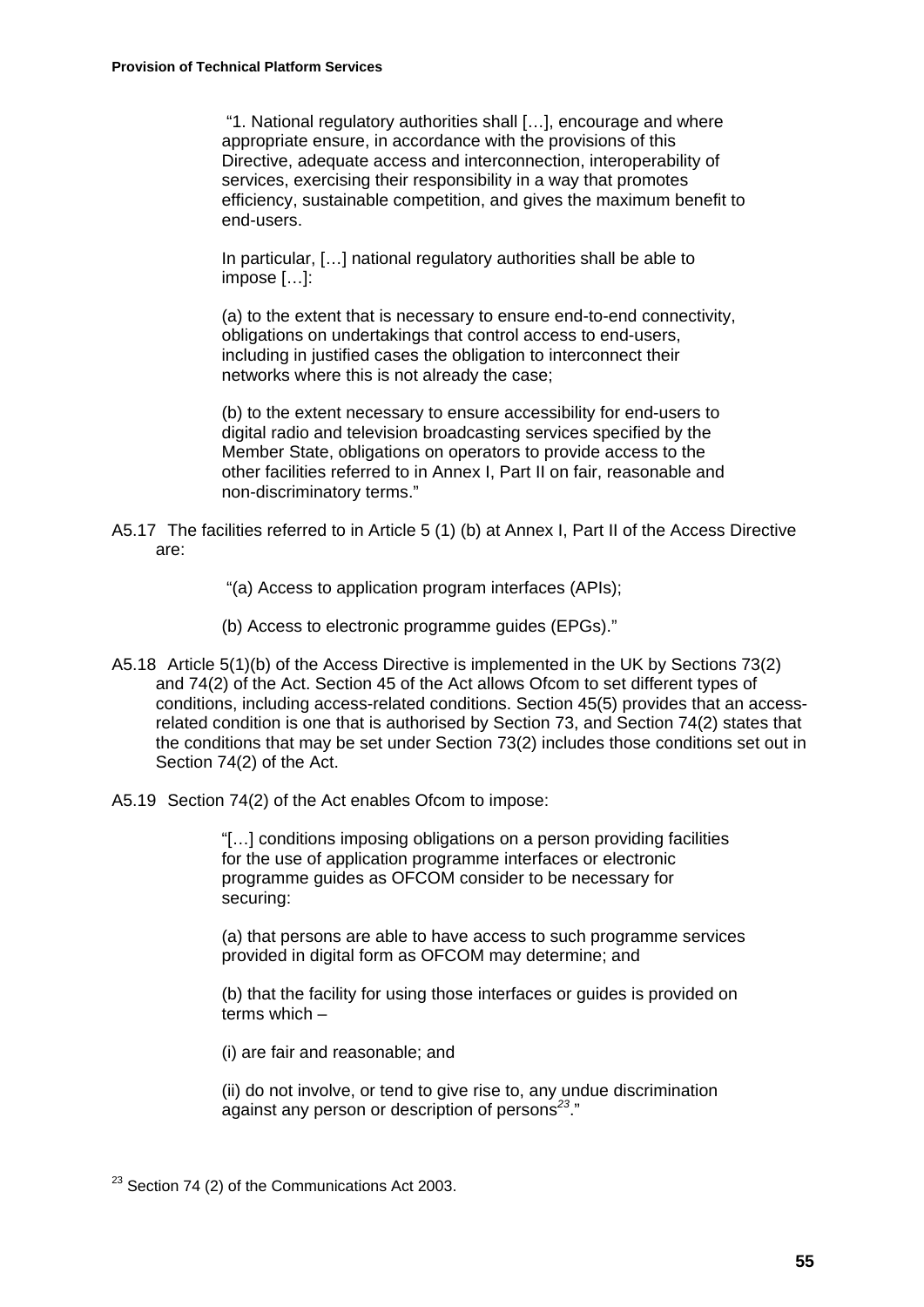"1. National regulatory authorities shall […], encourage and where appropriate ensure, in accordance with the provisions of this Directive, adequate access and interconnection, interoperability of services, exercising their responsibility in a way that promotes efficiency, sustainable competition, and gives the maximum benefit to end-users.

> In particular, […] national regulatory authorities shall be able to impose […]:
>
> (a) to the extent that is necessary to ensure end-to-end connectivity, obligations on undertakings that control access to end-users, including in justified cases the obligation to interconnect their networks where this is not already the case;
>
> (b) to the extent necessary to ensure accessibility for end-users to digital radio and television broadcasting services specified by the Member State, obligations on operators to provide access to the other facilities referred to in Annex I, Part II on fair, reasonable and non-discriminatory terms."

A5.17 The facilities referred to in Article 5 (1) (b) at Annex I, Part II of the Access Directive are:

> "(a) Access to application program interfaces (APIs);
>
> (b) Access to electronic programme guides (EPGs)."

A5.18 Article 5(1)(b) of the Access Directive is implemented in the UK by Sections 73(2) and 74(2) of the Act. Section 45 of the Act allows Ofcom to set different types of conditions, including access-related conditions. Section 45(5) provides that an access-related condition is one that is authorised by Section 73, and Section 74(2) states that the conditions that may be set under Section 73(2) includes those conditions set out in Section 74(2) of the Act.

A5.19 Section 74(2) of the Act enables Ofcom to impose:

> "[…] conditions imposing obligations on a person providing facilities for the use of application programme interfaces or electronic programme guides as OFCOM consider to be necessary for securing:
>
> (a) that persons are able to have access to such programme services provided in digital form as OFCOM may determine; and
>
> (b) that the facility for using those interfaces or guides is provided on terms which –
>
> (i) are fair and reasonable; and
>
> (ii) do not involve, or tend to give rise to, any undue discrimination against any person or description of persons[23]."

[23] Section 74 (2) of the Communications Act 2003.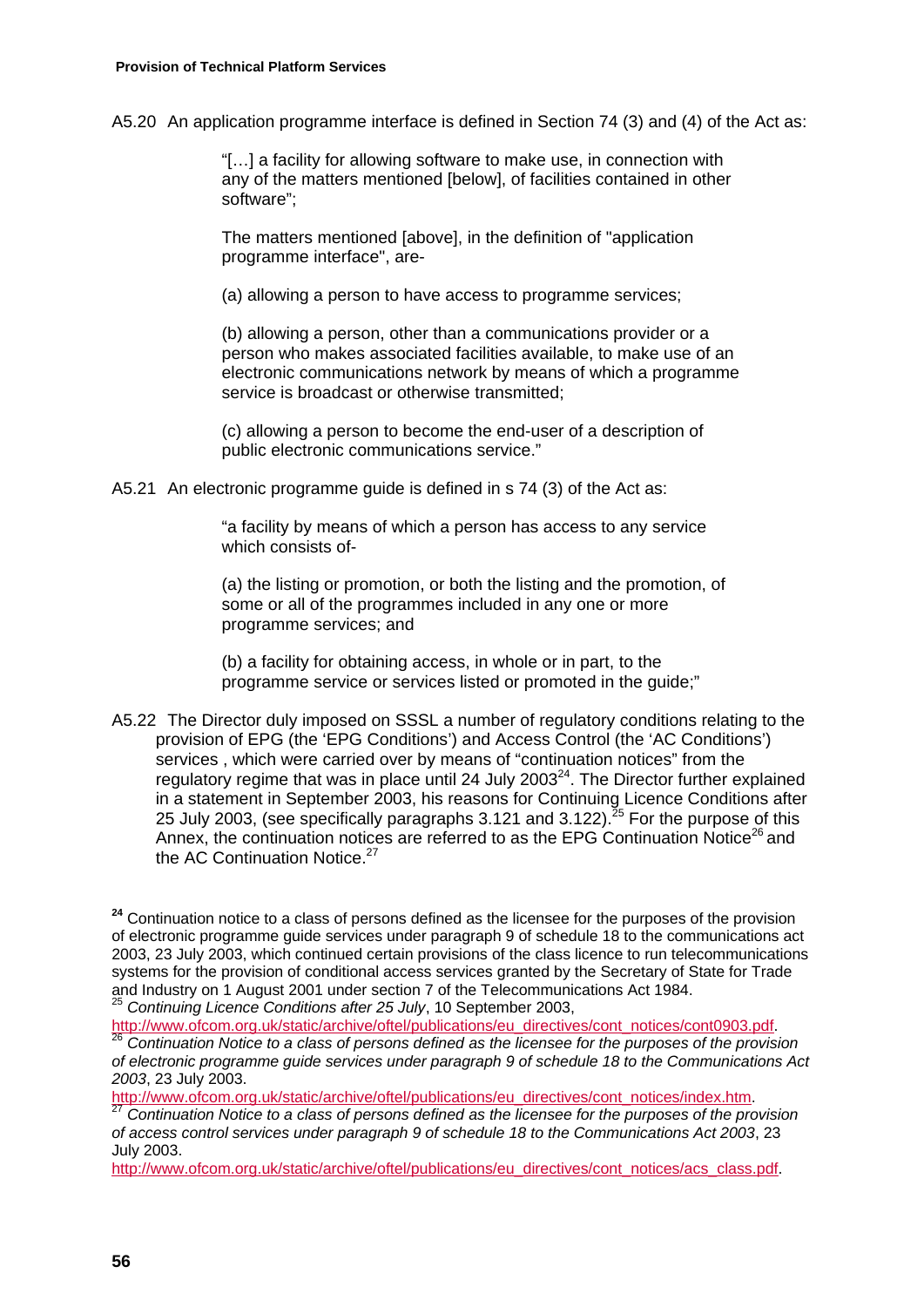A5.20 An application programme interface is defined in Section 74 (3) and (4) of the Act as:

> "[…] a facility for allowing software to make use, in connection with any of the matters mentioned [below], of facilities contained in other software";
>
> The matters mentioned [above], in the definition of "application programme interface", are-
>
> (a) allowing a person to have access to programme services;
>
> (b) allowing a person, other than a communications provider or a person who makes associated facilities available, to make use of an electronic communications network by means of which a programme service is broadcast or otherwise transmitted;
>
> (c) allowing a person to become the end-user of a description of public electronic communications service."

A5.21 An electronic programme guide is defined in s 74 (3) of the Act as:

> "a facility by means of which a person has access to any service which consists of-
>
> (a) the listing or promotion, or both the listing and the promotion, of some or all of the programmes included in any one or more programme services; and
>
> (b) a facility for obtaining access, in whole or in part, to the programme service or services listed or promoted in the guide;"

A5.22 The Director duly imposed on SSSL a number of regulatory conditions relating to the provision of EPG (the 'EPG Conditions') and Access Control (the 'AC Conditions') services , which were carried over by means of "continuation notices" from the regulatory regime that was in place until 24 July 2003[24]. The Director further explained in a statement in September 2003, his reasons for Continuing Licence Conditions after 25 July 2003, (see specifically paragraphs 3.121 and 3.122).[25] For the purpose of this Annex, the continuation notices are referred to as the EPG Continuation Notice[26] and the AC Continuation Notice.[27]

---

[24] Continuation notice to a class of persons defined as the licensee for the purposes of the provision of electronic programme guide services under paragraph 9 of schedule 18 to the communications act 2003, 23 July 2003, which continued certain provisions of the class licence to run telecommunications systems for the provision of conditional access services granted by the Secretary of State for Trade and Industry on 1 August 2001 under section 7 of the Telecommunications Act 1984.

[25] *Continuing Licence Conditions after 25 July*, 10 September 2003, http://www.ofcom.org.uk/static/archive/oftel/publications/eu_directives/cont_notices/cont0903.pdf.

[26] *Continuation Notice to a class of persons defined as the licensee for the purposes of the provision of electronic programme guide services under paragraph 9 of schedule 18 to the Communications Act 2003*, 23 July 2003. http://www.ofcom.org.uk/static/archive/oftel/publications/eu_directives/cont_notices/index.htm.

[27] *Continuation Notice to a class of persons defined as the licensee for the purposes of the provision of access control services under paragraph 9 of schedule 18 to the Communications Act 2003*, 23 July 2003. http://www.ofcom.org.uk/static/archive/oftel/publications/eu_directives/cont_notices/acs_class.pdf.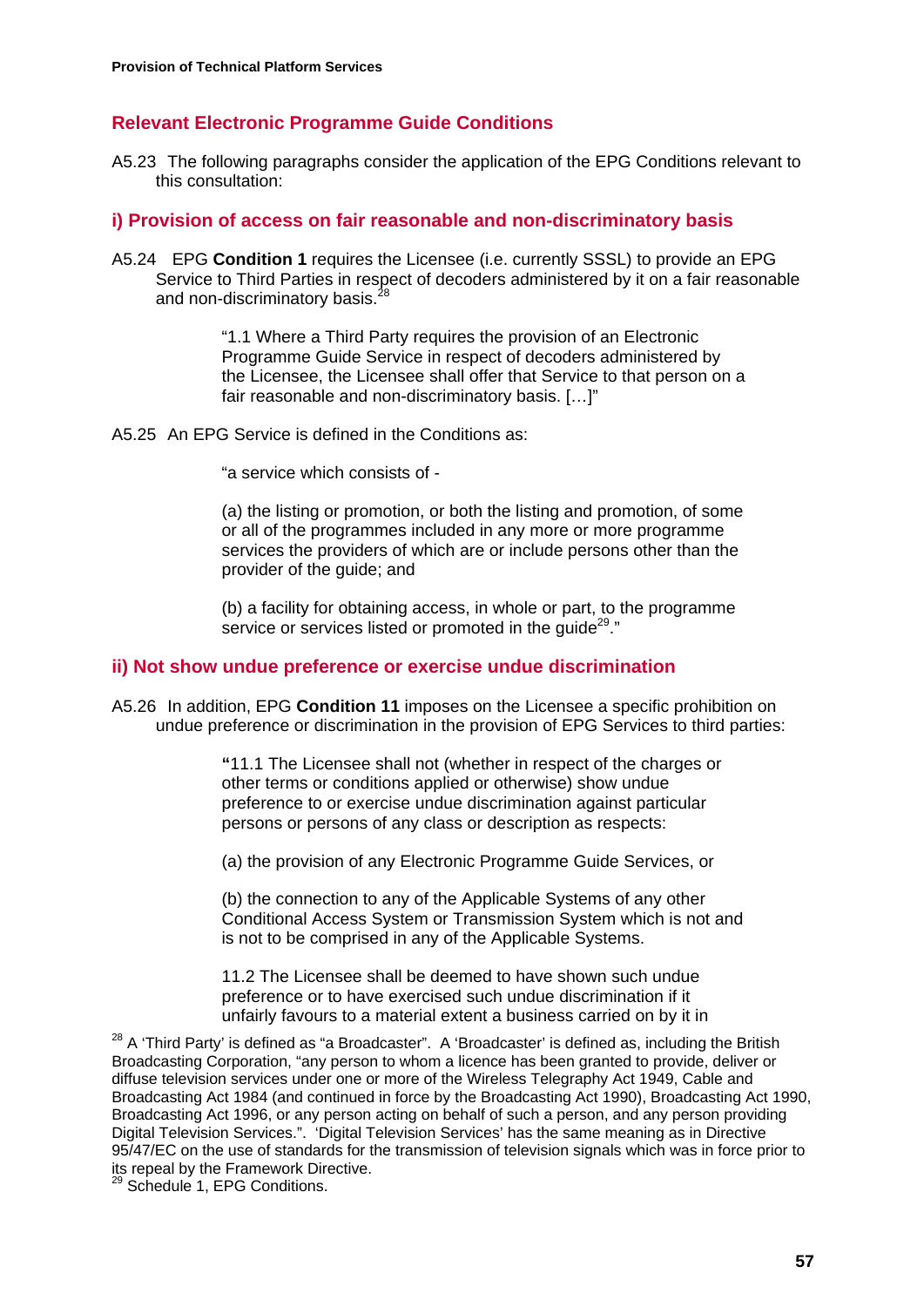## Relevant Electronic Programme Guide Conditions

A5.23 The following paragraphs consider the application of the EPG Conditions relevant to this consultation:

### i) Provision of access on fair reasonable and non-discriminatory basis

A5.24 EPG **Condition 1** requires the Licensee (i.e. currently SSSL) to provide an EPG Service to Third Parties in respect of decoders administered by it on a fair reasonable and non-discriminatory basis.[28]

> "1.1 Where a Third Party requires the provision of an Electronic Programme Guide Service in respect of decoders administered by the Licensee, the Licensee shall offer that Service to that person on a fair reasonable and non-discriminatory basis. […]"

A5.25 An EPG Service is defined in the Conditions as:

> "a service which consists of -
>
> (a) the listing or promotion, or both the listing and promotion, of some or all of the programmes included in any more or more programme services the providers of which are or include persons other than the provider of the guide; and
>
> (b) a facility for obtaining access, in whole or part, to the programme service or services listed or promoted in the guide[29]."

### ii) Not show undue preference or exercise undue discrimination

A5.26 In addition, EPG **Condition 11** imposes on the Licensee a specific prohibition on undue preference or discrimination in the provision of EPG Services to third parties:

> **"**11.1 The Licensee shall not (whether in respect of the charges or other terms or conditions applied or otherwise) show undue preference to or exercise undue discrimination against particular persons or persons of any class or description as respects:
>
> (a) the provision of any Electronic Programme Guide Services, or
>
> (b) the connection to any of the Applicable Systems of any other Conditional Access System or Transmission System which is not and is not to be comprised in any of the Applicable Systems.
>
> 11.2 The Licensee shall be deemed to have shown such undue preference or to have exercised such undue discrimination if it unfairly favours to a material extent a business carried on by it in

[28] A 'Third Party' is defined as "a Broadcaster". A 'Broadcaster' is defined as, including the British Broadcasting Corporation, "any person to whom a licence has been granted to provide, deliver or diffuse television services under one or more of the Wireless Telegraphy Act 1949, Cable and Broadcasting Act 1984 (and continued in force by the Broadcasting Act 1990), Broadcasting Act 1990, Broadcasting Act 1996, or any person acting on behalf of such a person, and any person providing Digital Television Services.". 'Digital Television Services' has the same meaning as in Directive 95/47/EC on the use of standards for the transmission of television signals which was in force prior to its repeal by the Framework Directive.

[29] Schedule 1, EPG Conditions.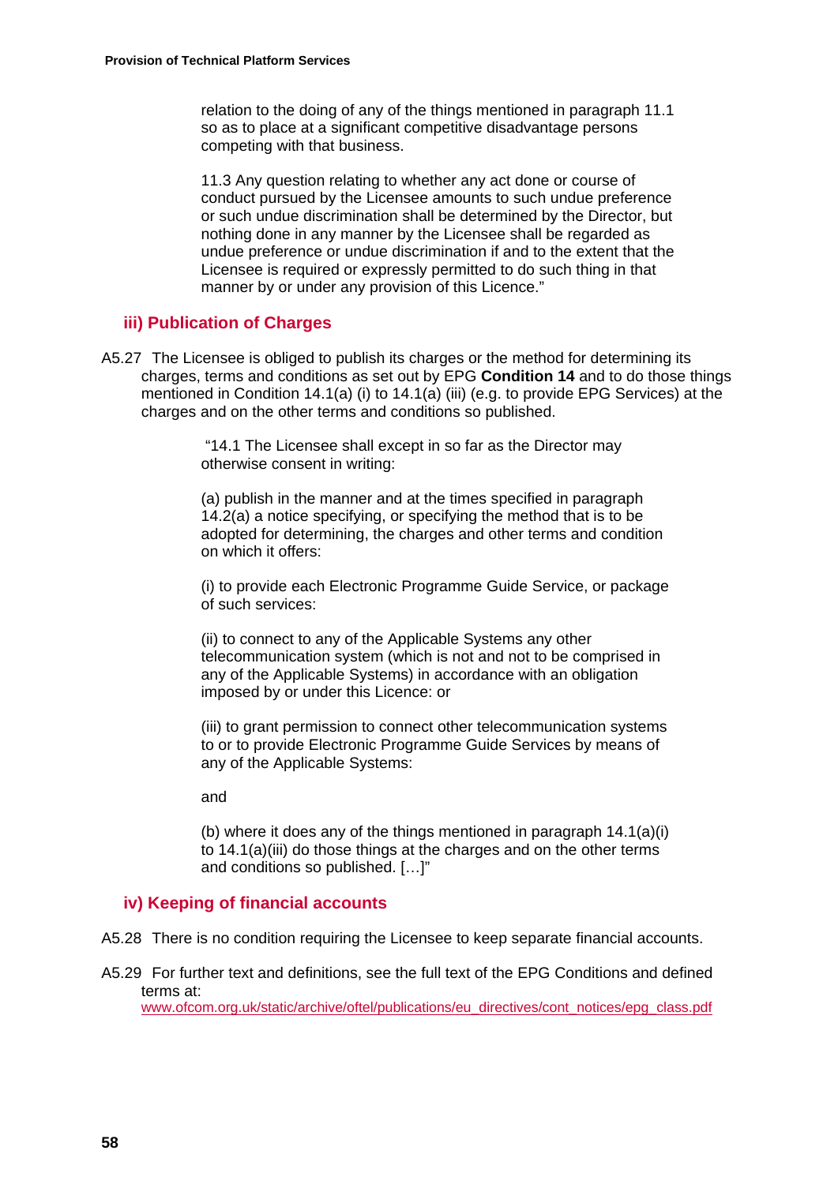relation to the doing of any of the things mentioned in paragraph 11.1 so as to place at a significant competitive disadvantage persons competing with that business.

11.3 Any question relating to whether any act done or course of conduct pursued by the Licensee amounts to such undue preference or such undue discrimination shall be determined by the Director, but nothing done in any manner by the Licensee shall be regarded as undue preference or undue discrimination if and to the extent that the Licensee is required or expressly permitted to do such thing in that manner by or under any provision of this Licence."

### iii) Publication of Charges

A5.27 The Licensee is obliged to publish its charges or the method for determining its charges, terms and conditions as set out by EPG **Condition 14** and to do those things mentioned in Condition 14.1(a) (i) to 14.1(a) (iii) (e.g. to provide EPG Services) at the charges and on the other terms and conditions so published.

> "14.1 The Licensee shall except in so far as the Director may otherwise consent in writing:
>
> (a) publish in the manner and at the times specified in paragraph 14.2(a) a notice specifying, or specifying the method that is to be adopted for determining, the charges and other terms and condition on which it offers:
>
> (i) to provide each Electronic Programme Guide Service, or package of such services:
>
> (ii) to connect to any of the Applicable Systems any other telecommunication system (which is not and not to be comprised in any of the Applicable Systems) in accordance with an obligation imposed by or under this Licence: or
>
> (iii) to grant permission to connect other telecommunication systems to or to provide Electronic Programme Guide Services by means of any of the Applicable Systems:
>
> and
>
> (b) where it does any of the things mentioned in paragraph 14.1(a)(i) to 14.1(a)(iii) do those things at the charges and on the other terms and conditions so published. […]"

### iv) Keeping of financial accounts

A5.28 There is no condition requiring the Licensee to keep separate financial accounts.

A5.29 For further text and definitions, see the full text of the EPG Conditions and defined terms at: www.ofcom.org.uk/static/archive/oftel/publications/eu_directives/cont_notices/epg_class.pdf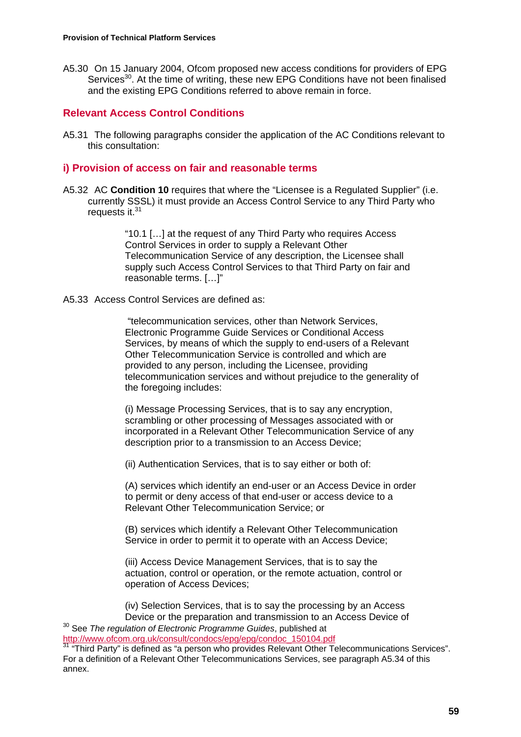A5.30 On 15 January 2004, Ofcom proposed new access conditions for providers of EPG Services[30]. At the time of writing, these new EPG Conditions have not been finalised and the existing EPG Conditions referred to above remain in force.

## Relevant Access Control Conditions

A5.31 The following paragraphs consider the application of the AC Conditions relevant to this consultation:

### i) Provision of access on fair and reasonable terms

A5.32 AC **Condition 10** requires that where the "Licensee is a Regulated Supplier" (i.e. currently SSSL) it must provide an Access Control Service to any Third Party who requests it.[31]

> "10.1 […] at the request of any Third Party who requires Access Control Services in order to supply a Relevant Other Telecommunication Service of any description, the Licensee shall supply such Access Control Services to that Third Party on fair and reasonable terms. […]"

A5.33 Access Control Services are defined as:

> "telecommunication services, other than Network Services, Electronic Programme Guide Services or Conditional Access Services, by means of which the supply to end-users of a Relevant Other Telecommunication Service is controlled and which are provided to any person, including the Licensee, providing telecommunication services and without prejudice to the generality of the foregoing includes:
>
> (i) Message Processing Services, that is to say any encryption, scrambling or other processing of Messages associated with or incorporated in a Relevant Other Telecommunication Service of any description prior to a transmission to an Access Device;
>
> (ii) Authentication Services, that is to say either or both of:
>
> (A) services which identify an end-user or an Access Device in order to permit or deny access of that end-user or access device to a Relevant Other Telecommunication Service; or
>
> (B) services which identify a Relevant Other Telecommunication Service in order to permit it to operate with an Access Device;
>
> (iii) Access Device Management Services, that is to say the actuation, control or operation, or the remote actuation, control or operation of Access Devices;
>
> (iv) Selection Services, that is to say the processing by an Access Device or the preparation and transmission to an Access Device of

[30] See *The regulation of Electronic Programme Guides*, published at http://www.ofcom.org.uk/consult/condocs/epg/epg/condoc_150104.pdf

[31] "Third Party" is defined as "a person who provides Relevant Other Telecommunications Services". For a definition of a Relevant Other Telecommunications Services, see paragraph A5.34 of this annex.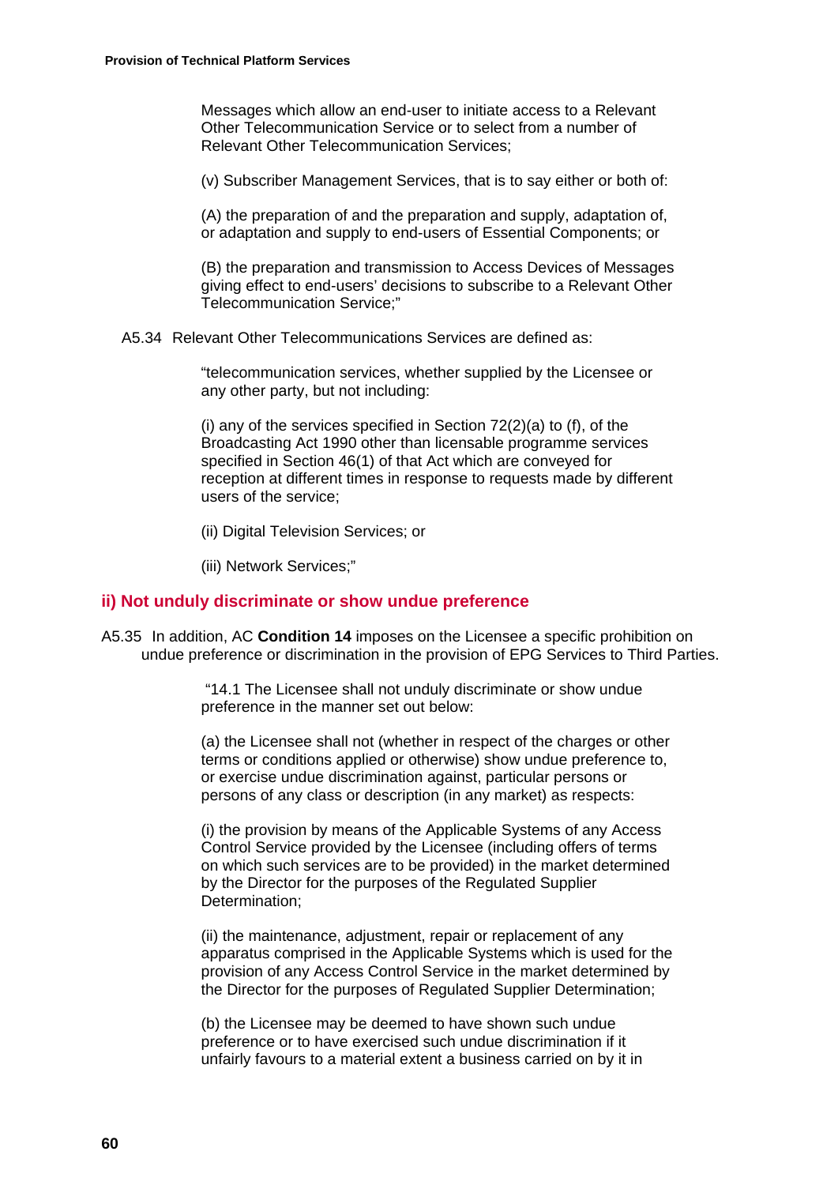Messages which allow an end-user to initiate access to a Relevant Other Telecommunication Service or to select from a number of Relevant Other Telecommunication Services;

(v) Subscriber Management Services, that is to say either or both of:

(A) the preparation of and the preparation and supply, adaptation of, or adaptation and supply to end-users of Essential Components; or

(B) the preparation and transmission to Access Devices of Messages giving effect to end-users' decisions to subscribe to a Relevant Other Telecommunication Service;"

A5.34 Relevant Other Telecommunications Services are defined as:

"telecommunication services, whether supplied by the Licensee or any other party, but not including:

(i) any of the services specified in Section 72(2)(a) to (f), of the Broadcasting Act 1990 other than licensable programme services specified in Section 46(1) of that Act which are conveyed for reception at different times in response to requests made by different users of the service;

(ii) Digital Television Services; or

(iii) Network Services;"

### ii) Not unduly discriminate or show undue preference

A5.35 In addition, AC **Condition 14** imposes on the Licensee a specific prohibition on undue preference or discrimination in the provision of EPG Services to Third Parties.

"14.1 The Licensee shall not unduly discriminate or show undue preference in the manner set out below:

(a) the Licensee shall not (whether in respect of the charges or other terms or conditions applied or otherwise) show undue preference to, or exercise undue discrimination against, particular persons or persons of any class or description (in any market) as respects:

(i) the provision by means of the Applicable Systems of any Access Control Service provided by the Licensee (including offers of terms on which such services are to be provided) in the market determined by the Director for the purposes of the Regulated Supplier Determination;

(ii) the maintenance, adjustment, repair or replacement of any apparatus comprised in the Applicable Systems which is used for the provision of any Access Control Service in the market determined by the Director for the purposes of Regulated Supplier Determination;

(b) the Licensee may be deemed to have shown such undue preference or to have exercised such undue discrimination if it unfairly favours to a material extent a business carried on by it in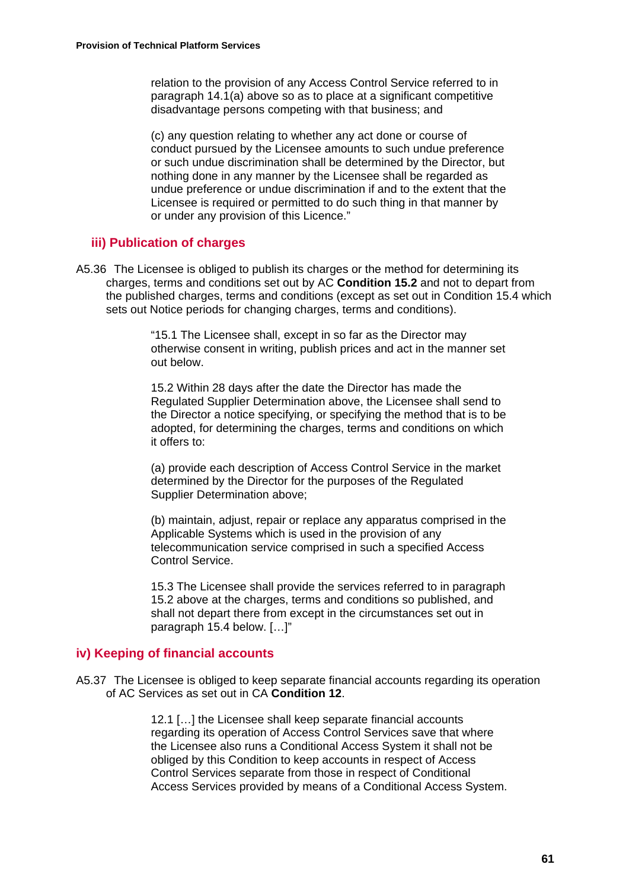relation to the provision of any Access Control Service referred to in paragraph 14.1(a) above so as to place at a significant competitive disadvantage persons competing with that business; and

(c) any question relating to whether any act done or course of conduct pursued by the Licensee amounts to such undue preference or such undue discrimination shall be determined by the Director, but nothing done in any manner by the Licensee shall be regarded as undue preference or undue discrimination if and to the extent that the Licensee is required or permitted to do such thing in that manner by or under any provision of this Licence."

### iii) Publication of charges

A5.36 The Licensee is obliged to publish its charges or the method for determining its charges, terms and conditions set out by AC **Condition 15.2** and not to depart from the published charges, terms and conditions (except as set out in Condition 15.4 which sets out Notice periods for changing charges, terms and conditions).

> "15.1 The Licensee shall, except in so far as the Director may otherwise consent in writing, publish prices and act in the manner set out below.
>
> 15.2 Within 28 days after the date the Director has made the Regulated Supplier Determination above, the Licensee shall send to the Director a notice specifying, or specifying the method that is to be adopted, for determining the charges, terms and conditions on which it offers to:
>
> (a) provide each description of Access Control Service in the market determined by the Director for the purposes of the Regulated Supplier Determination above;
>
> (b) maintain, adjust, repair or replace any apparatus comprised in the Applicable Systems which is used in the provision of any telecommunication service comprised in such a specified Access Control Service.
>
> 15.3 The Licensee shall provide the services referred to in paragraph 15.2 above at the charges, terms and conditions so published, and shall not depart there from except in the circumstances set out in paragraph 15.4 below. […]"

### iv) Keeping of financial accounts

A5.37 The Licensee is obliged to keep separate financial accounts regarding its operation of AC Services as set out in CA **Condition 12**.

> 12.1 […] the Licensee shall keep separate financial accounts regarding its operation of Access Control Services save that where the Licensee also runs a Conditional Access System it shall not be obliged by this Condition to keep accounts in respect of Access Control Services separate from those in respect of Conditional Access Services provided by means of a Conditional Access System.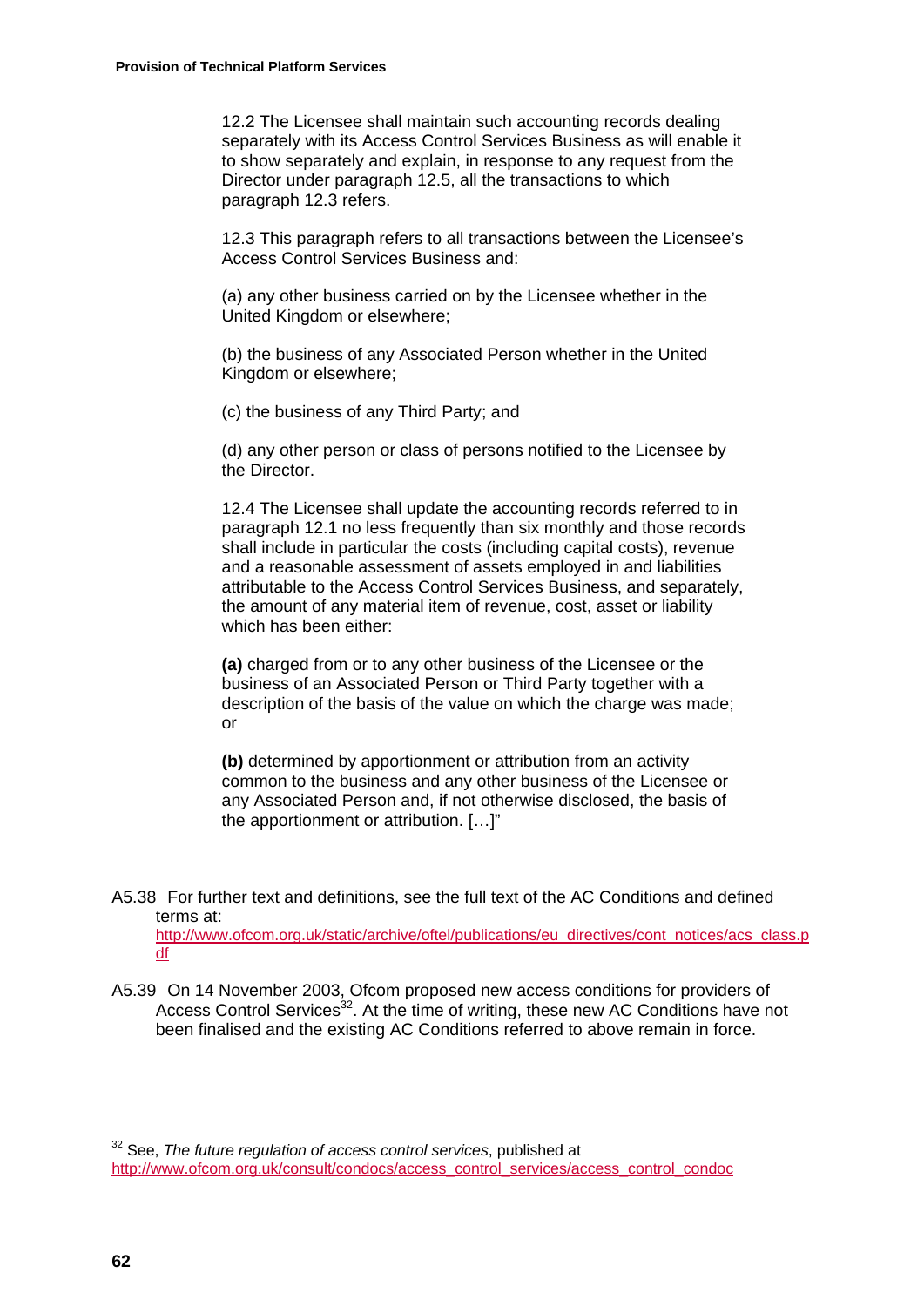12.2 The Licensee shall maintain such accounting records dealing separately with its Access Control Services Business as will enable it to show separately and explain, in response to any request from the Director under paragraph 12.5, all the transactions to which paragraph 12.3 refers.

12.3 This paragraph refers to all transactions between the Licensee's Access Control Services Business and:

(a) any other business carried on by the Licensee whether in the United Kingdom or elsewhere;

(b) the business of any Associated Person whether in the United Kingdom or elsewhere;

(c) the business of any Third Party; and

(d) any other person or class of persons notified to the Licensee by the Director.

12.4 The Licensee shall update the accounting records referred to in paragraph 12.1 no less frequently than six monthly and those records shall include in particular the costs (including capital costs), revenue and a reasonable assessment of assets employed in and liabilities attributable to the Access Control Services Business, and separately, the amount of any material item of revenue, cost, asset or liability which has been either:

**(a)** charged from or to any other business of the Licensee or the business of an Associated Person or Third Party together with a description of the basis of the value on which the charge was made; or

**(b)** determined by apportionment or attribution from an activity common to the business and any other business of the Licensee or any Associated Person and, if not otherwise disclosed, the basis of the apportionment or attribution. […]"

A5.38 For further text and definitions, see the full text of the AC Conditions and defined terms at: http://www.ofcom.org.uk/static/archive/oftel/publications/eu_directives/cont_notices/acs_class.pdf

A5.39 On 14 November 2003, Ofcom proposed new access conditions for providers of Access Control Services[32]. At the time of writing, these new AC Conditions have not been finalised and the existing AC Conditions referred to above remain in force.

[32] See, *The future regulation of access control services*, published at http://www.ofcom.org.uk/consult/condocs/access_control_services/access_control_condoc